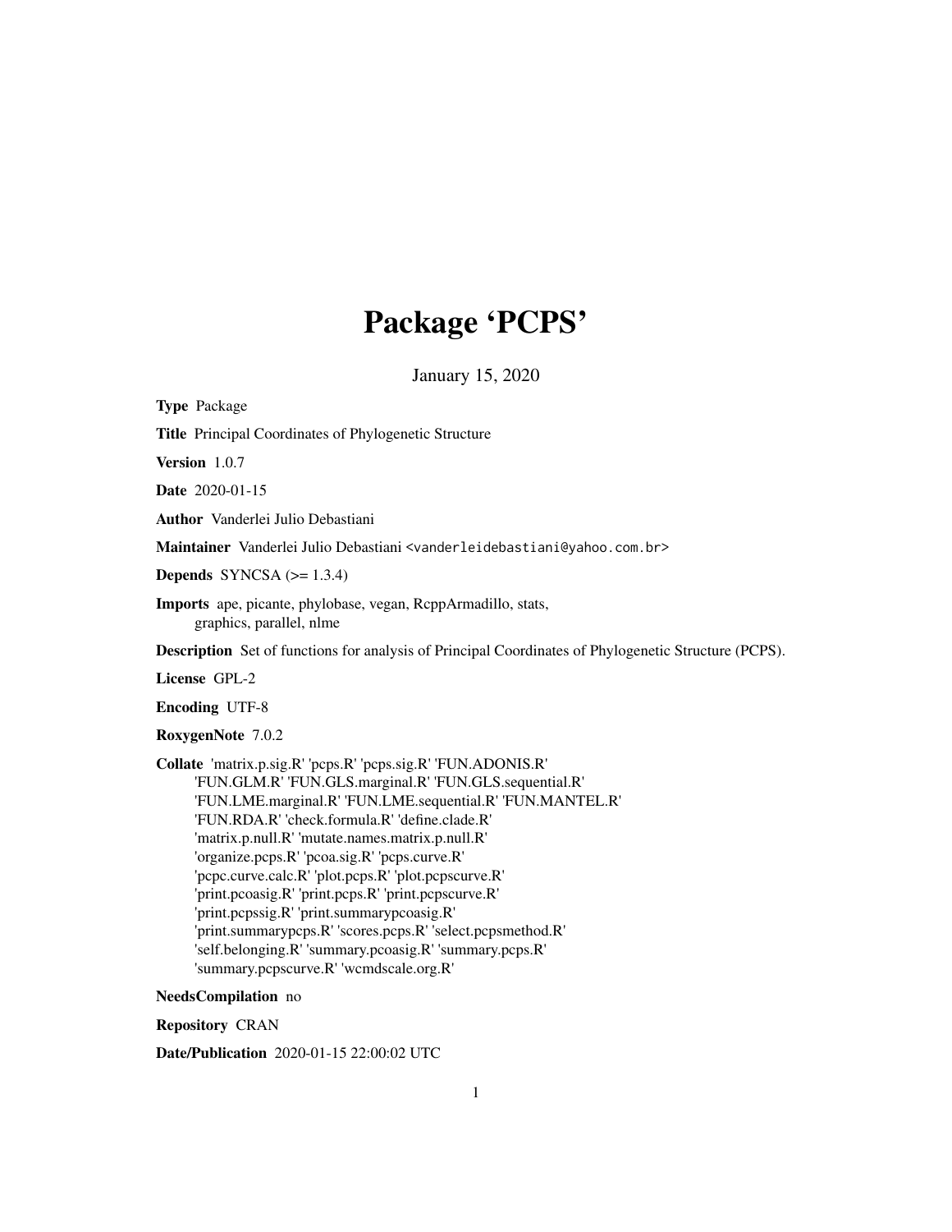# Package 'PCPS'

January 15, 2020

**Type** Package

**Title** Principal Coordinates of Phylogenetic Structure

**Version** 1.0.7

**Date** 2020-01-15

**Author** Vanderlei Julio Debastiani

**Maintainer** Vanderlei Julio Debastiani <vanderleidebastiani@yahoo.com.br>

**Depends** SYNCSA (>= 1.3.4)

**Imports** ape, picante, phylobase, vegan, RcppArmadillo, stats, graphics, parallel, nlme

**Description** Set of functions for analysis of Principal Coordinates of Phylogenetic Structure (PCPS).

**License** GPL-2

**Encoding** UTF-8

**RoxygenNote** 7.0.2

**Collate** 'matrix.p.sig.R' 'pcps.R' 'pcps.sig.R' 'FUN.ADONIS.R' 'FUN.GLM.R' 'FUN.GLS.marginal.R' 'FUN.GLS.sequential.R' 'FUN.LME.marginal.R' 'FUN.LME.sequential.R' 'FUN.MANTEL.R' 'FUN.RDA.R' 'check.formula.R' 'define.clade.R' 'matrix.p.null.R' 'mutate.names.matrix.p.null.R' 'organize.pcps.R' 'pcoa.sig.R' 'pcps.curve.R' 'pcpc.curve.calc.R' 'plot.pcps.R' 'plot.pcpscurve.R' 'print.pcoasig.R' 'print.pcps.R' 'print.pcpscurve.R' 'print.pcpssig.R' 'print.summarypcoasig.R' 'print.summarypcps.R' 'scores.pcps.R' 'select.pcpsmethod.R' 'self.belonging.R' 'summary.pcoasig.R' 'summary.pcps.R' 'summary.pcpscurve.R' 'wcmdscale.org.R'

**NeedsCompilation** no

**Repository** CRAN

**Date/Publication** 2020-01-15 22:00:02 UTC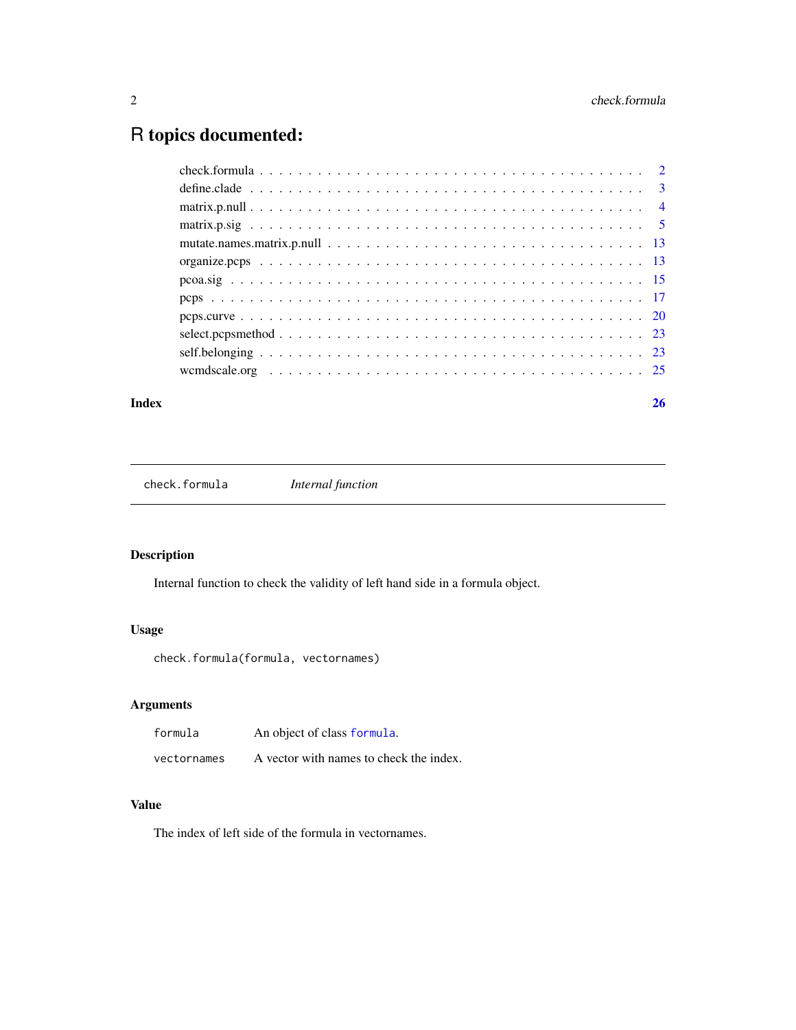# R topics documented:

check.formula . . . . . . . . . . . . . . . . . . . . . . . . . . . . . . . . . . . . . . . . 2
define.clade . . . . . . . . . . . . . . . . . . . . . . . . . . . . . . . . . . . . . . . . 3
matrix.p.null . . . . . . . . . . . . . . . . . . . . . . . . . . . . . . . . . . . . . . . . 4
matrix.p.sig . . . . . . . . . . . . . . . . . . . . . . . . . . . . . . . . . . . . . . . . 5
mutate.names.matrix.p.null . . . . . . . . . . . . . . . . . . . . . . . . . . . . . . . . 13
organize.pcps . . . . . . . . . . . . . . . . . . . . . . . . . . . . . . . . . . . . . . . . 13
pcoa.sig . . . . . . . . . . . . . . . . . . . . . . . . . . . . . . . . . . . . . . . . 15
pcps . . . . . . . . . . . . . . . . . . . . . . . . . . . . . . . . . . . . . . . . 17
pcps.curve . . . . . . . . . . . . . . . . . . . . . . . . . . . . . . . . . . . . . . . . 20
select.pcpsmethod . . . . . . . . . . . . . . . . . . . . . . . . . . . . . . . . . . . . . . . . 23
self.belonging . . . . . . . . . . . . . . . . . . . . . . . . . . . . . . . . . . . . . . . . 23
wcmdscale.org . . . . . . . . . . . . . . . . . . . . . . . . . . . . . . . . . . . . . . . . 25

**Index** **26**

---

`check.formula` *Internal function*

---

### Description

Internal function to check the validity of left hand side in a formula object.

### Usage

```
check.formula(formula, vectornames)
```

### Arguments

| | |
|---|---|
| `formula` | An object of class `formula`. |
| `vectornames` | A vector with names to check the index. |

### Value

The index of left side of the formula in vectornames.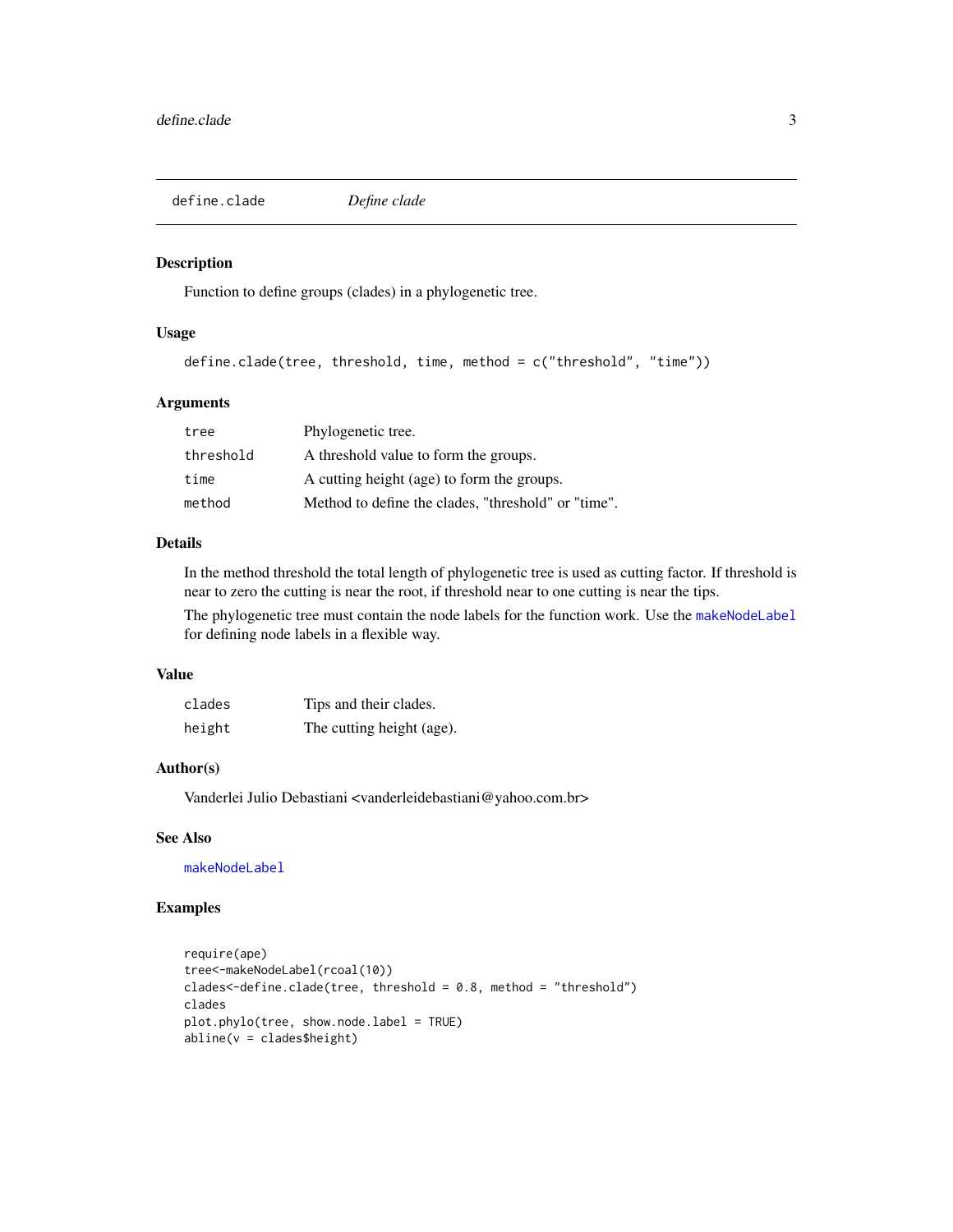# define.clade — *Define clade*

## Description

Function to define groups (clades) in a phylogenetic tree.

## Usage

```
define.clade(tree, threshold, time, method = c("threshold", "time"))
```

## Arguments

| | |
|---|---|
| tree | Phylogenetic tree. |
| threshold | A threshold value to form the groups. |
| time | A cutting height (age) to form the groups. |
| method | Method to define the clades, "threshold" or "time". |

## Details

In the method threshold the total length of phylogenetic tree is used as cutting factor. If threshold is near to zero the cutting is near the root, if threshold near to one cutting is near the tips.

The phylogenetic tree must contain the node labels for the function work. Use the `makeNodeLabel` for defining node labels in a flexible way.

## Value

| | |
|---|---|
| clades | Tips and their clades. |
| height | The cutting height (age). |

## Author(s)

Vanderlei Julio Debastiani <vanderleidebastiani@yahoo.com.br>

## See Also

`makeNodeLabel`

## Examples

```
require(ape)
tree<-makeNodeLabel(rcoal(10))
clades<-define.clade(tree, threshold = 0.8, method = "threshold")
clades
plot.phylo(tree, show.node.label = TRUE)
abline(v = clades$height)
```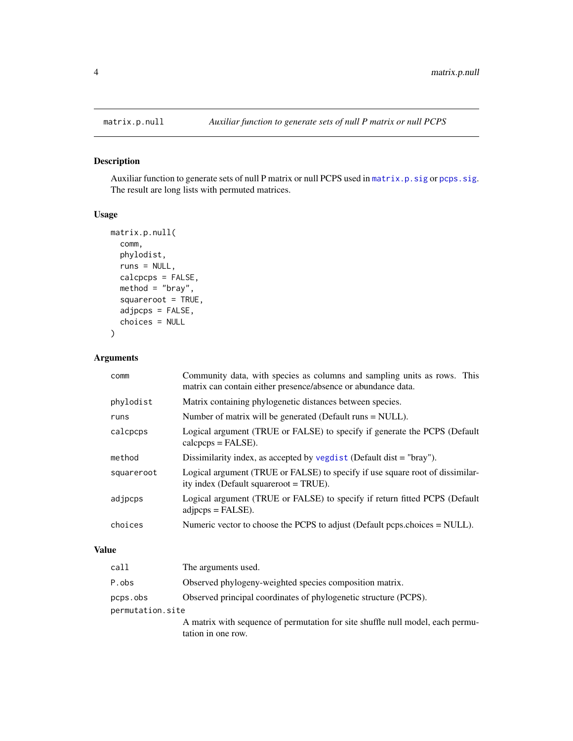# matrix.p.null — *Auxiliar function to generate sets of null P matrix or null PCPS*

## Description

Auxiliar function to generate sets of null P matrix or null PCPS used in `matrix.p.sig` or `pcps.sig`. The result are long lists with permuted matrices.

## Usage

```
matrix.p.null(
  comm,
  phylodist,
  runs = NULL,
  calcpcps = FALSE,
  method = "bray",
  squareroot = TRUE,
  adjpcps = FALSE,
  choices = NULL
)
```

## Arguments

| | |
|---|---|
| `comm` | Community data, with species as columns and sampling units as rows. This matrix can contain either presence/absence or abundance data. |
| `phylodist` | Matrix containing phylogenetic distances between species. |
| `runs` | Number of matrix will be generated (Default runs = NULL). |
| `calcpcps` | Logical argument (TRUE or FALSE) to specify if generate the PCPS (Default calcpcps = FALSE). |
| `method` | Dissimilarity index, as accepted by `vegdist` (Default dist = "bray"). |
| `squareroot` | Logical argument (TRUE or FALSE) to specify if use square root of dissimilarity index (Default squareroot = TRUE). |
| `adjpcps` | Logical argument (TRUE or FALSE) to specify if return fitted PCPS (Default adjpcps = FALSE). |
| `choices` | Numeric vector to choose the PCPS to adjust (Default pcps.choices = NULL). |

## Value

| | |
|---|---|
| `call` | The arguments used. |
| `P.obs` | Observed phylogeny-weighted species composition matrix. |
| `pcps.obs` | Observed principal coordinates of phylogenetic structure (PCPS). |
| `permutation.site` | A matrix with sequence of permutation for site shuffle null model, each permutation in one row. |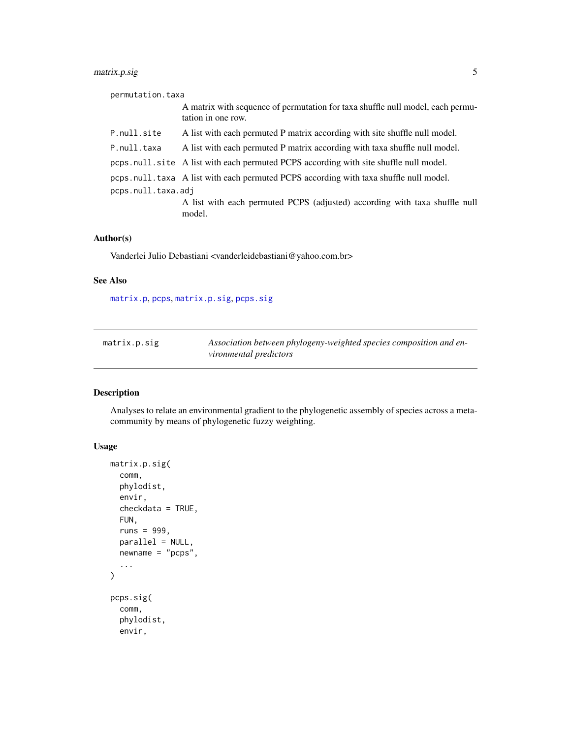permutation.taxa
: A matrix with sequence of permutation for taxa shuffle null model, each permutation in one row.

P.null.site
: A list with each permuted P matrix according with site shuffle null model.

P.null.taxa
: A list with each permuted P matrix according with taxa shuffle null model.

pcps.null.site
: A list with each permuted PCPS according with site shuffle null model.

pcps.null.taxa
: A list with each permuted PCPS according with taxa shuffle null model.

pcps.null.taxa.adj
: A list with each permuted PCPS (adjusted) according with taxa shuffle null model.

### Author(s)

Vanderlei Julio Debastiani <vanderleidebastiani@yahoo.com.br>

### See Also

matrix.p, pcps, matrix.p.sig, pcps.sig

---

## matrix.p.sig — *Association between phylogeny-weighted species composition and environmental predictors*

---

### Description

Analyses to relate an environmental gradient to the phylogenetic assembly of species across a metacommunity by means of phylogenetic fuzzy weighting.

### Usage

```
matrix.p.sig(
  comm,
  phylodist,
  envir,
  checkdata = TRUE,
  FUN,
  runs = 999,
  parallel = NULL,
  newname = "pcps",
  ...
)

pcps.sig(
  comm,
  phylodist,
  envir,
```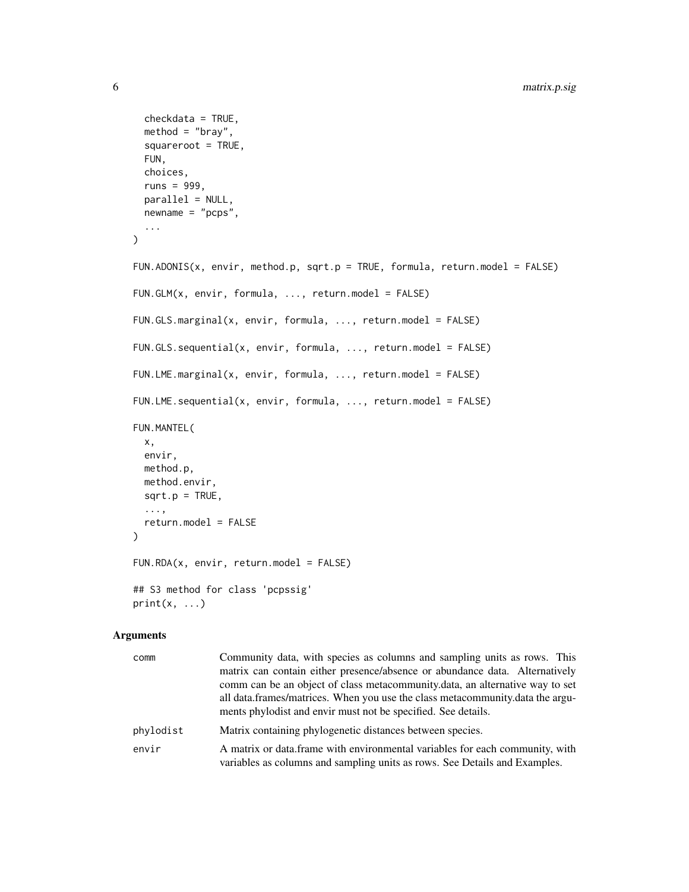```
  checkdata = TRUE,
  method = "bray",
  squareroot = TRUE,
  FUN,
  choices,
  runs = 999,
  parallel = NULL,
  newname = "pcps",
  ...
)

FUN.ADONIS(x, envir, method.p, sqrt.p = TRUE, formula, return.model = FALSE)

FUN.GLM(x, envir, formula, ..., return.model = FALSE)

FUN.GLS.marginal(x, envir, formula, ..., return.model = FALSE)

FUN.GLS.sequential(x, envir, formula, ..., return.model = FALSE)

FUN.LME.marginal(x, envir, formula, ..., return.model = FALSE)

FUN.LME.sequential(x, envir, formula, ..., return.model = FALSE)

FUN.MANTEL(
  x,
  envir,
  method.p,
  method.envir,
  sqrt.p = TRUE,
  ...,
  return.model = FALSE
)

FUN.RDA(x, envir, return.model = FALSE)

## S3 method for class 'pcpssig'
print(x, ...)
```

## Arguments

| | |
|---|---|
| comm | Community data, with species as columns and sampling units as rows. This matrix can contain either presence/absence or abundance data. Alternatively comm can be an object of class metacommunity.data, an alternative way to set all data.frames/matrices. When you use the class metacommunity.data the arguments phylodist and envir must not be specified. See details. |
| phylodist | Matrix containing phylogenetic distances between species. |
| envir | A matrix or data.frame with environmental variables for each community, with variables as columns and sampling units as rows. See Details and Examples. |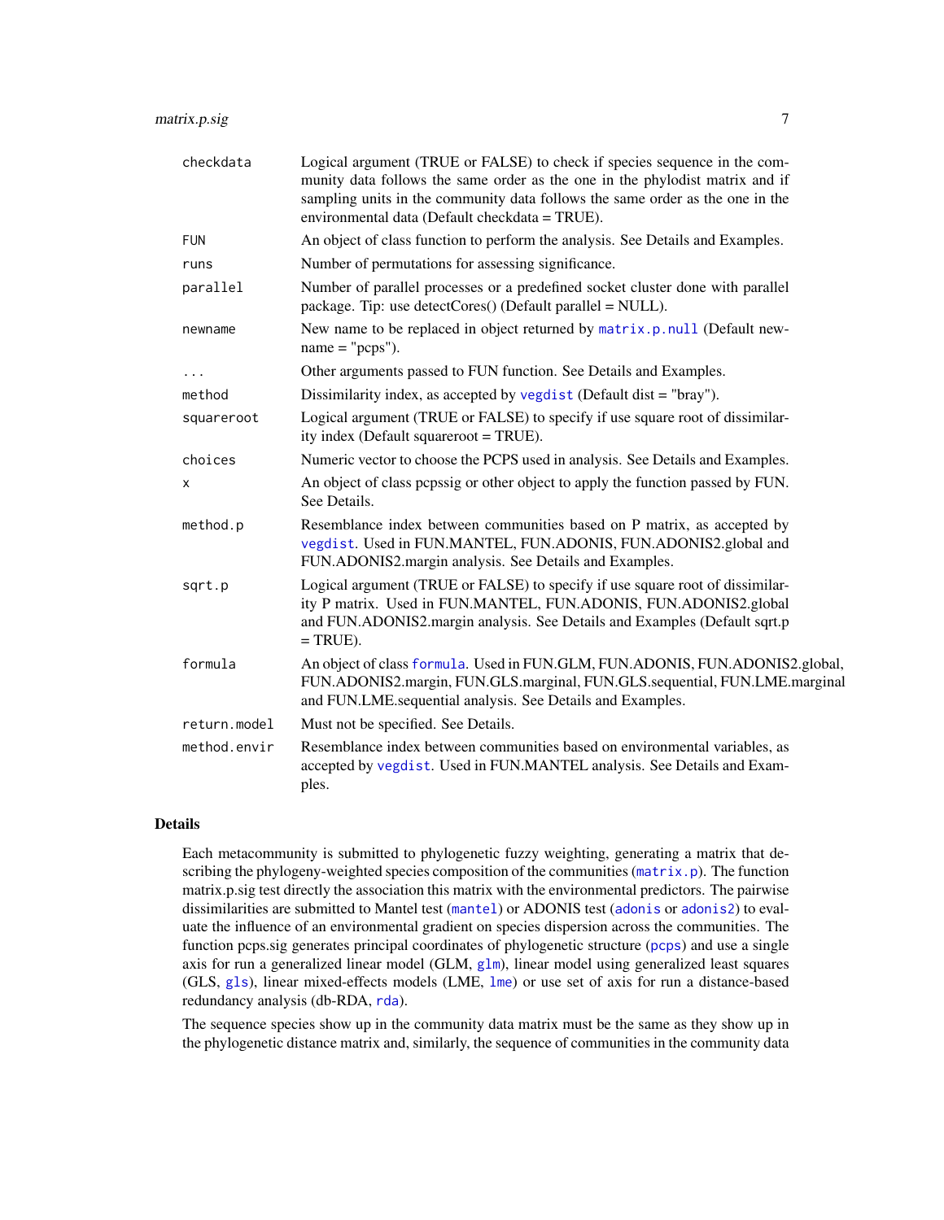| | |
|---|---|
| checkdata | Logical argument (TRUE or FALSE) to check if species sequence in the community data follows the same order as the one in the phylodist matrix and if sampling units in the community data follows the same order as the one in the environmental data (Default checkdata = TRUE). |
| FUN | An object of class function to perform the analysis. See Details and Examples. |
| runs | Number of permutations for assessing significance. |
| parallel | Number of parallel processes or a predefined socket cluster done with parallel package. Tip: use detectCores() (Default parallel = NULL). |
| newname | New name to be replaced in object returned by matrix.p.null (Default newname = "pcps"). |
| ... | Other arguments passed to FUN function. See Details and Examples. |
| method | Dissimilarity index, as accepted by vegdist (Default dist = "bray"). |
| squareroot | Logical argument (TRUE or FALSE) to specify if use square root of dissimilarity index (Default squareroot = TRUE). |
| choices | Numeric vector to choose the PCPS used in analysis. See Details and Examples. |
| x | An object of class pcpssig or other object to apply the function passed by FUN. See Details. |
| method.p | Resemblance index between communities based on P matrix, as accepted by vegdist. Used in FUN.MANTEL, FUN.ADONIS, FUN.ADONIS2.global and FUN.ADONIS2.margin analysis. See Details and Examples. |
| sqrt.p | Logical argument (TRUE or FALSE) to specify if use square root of dissimilarity P matrix. Used in FUN.MANTEL, FUN.ADONIS, FUN.ADONIS2.global and FUN.ADONIS2.margin analysis. See Details and Examples (Default sqrt.p = TRUE). |
| formula | An object of class formula. Used in FUN.GLM, FUN.ADONIS, FUN.ADONIS2.global, FUN.ADONIS2.margin, FUN.GLS.marginal, FUN.GLS.sequential, FUN.LME.marginal and FUN.LME.sequential analysis. See Details and Examples. |
| return.model | Must not be specified. See Details. |
| method.envir | Resemblance index between communities based on environmental variables, as accepted by vegdist. Used in FUN.MANTEL analysis. See Details and Examples. |

## Details

Each metacommunity is submitted to phylogenetic fuzzy weighting, generating a matrix that describing the phylogeny-weighted species composition of the communities (matrix.p). The function matrix.p.sig test directly the association this matrix with the environmental predictors. The pairwise dissimilarities are submitted to Mantel test (mantel) or ADONIS test (adonis or adonis2) to evaluate the influence of an environmental gradient on species dispersion across the communities. The function pcps.sig generates principal coordinates of phylogenetic structure (pcps) and use a single axis for run a generalized linear model (GLM, glm), linear model using generalized least squares (GLS, gls), linear mixed-effects models (LME, lme) or use set of axis for run a distance-based redundancy analysis (db-RDA, rda).

The sequence species show up in the community data matrix must be the same as they show up in the phylogenetic distance matrix and, similarly, the sequence of communities in the community data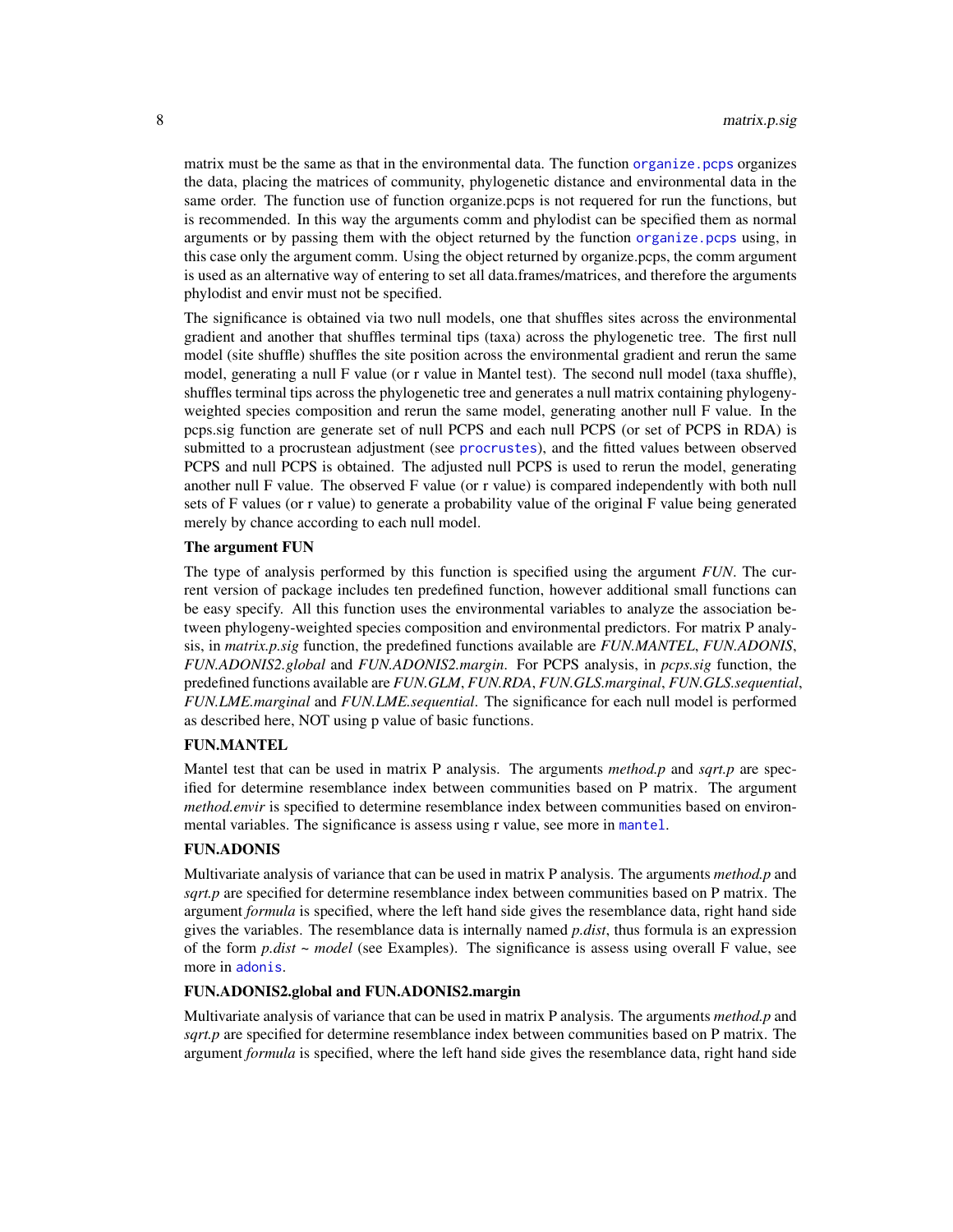matrix must be the same as that in the environmental data. The function organize.pcps organizes the data, placing the matrices of community, phylogenetic distance and environmental data in the same order. The function use of function organize.pcps is not requered for run the functions, but is recommended. In this way the arguments comm and phylodist can be specified them as normal arguments or by passing them with the object returned by the function organize.pcps using, in this case only the argument comm. Using the object returned by organize.pcps, the comm argument is used as an alternative way of entering to set all data.frames/matrices, and therefore the arguments phylodist and envir must not be specified.

The significance is obtained via two null models, one that shuffles sites across the environmental gradient and another that shuffles terminal tips (taxa) across the phylogenetic tree. The first null model (site shuffle) shuffles the site position across the environmental gradient and rerun the same model, generating a null F value (or r value in Mantel test). The second null model (taxa shuffle), shuffles terminal tips across the phylogenetic tree and generates a null matrix containing phylogeny-weighted species composition and rerun the same model, generating another null F value. In the pcps.sig function are generate set of null PCPS and each null PCPS (or set of PCPS in RDA) is submitted to a procrustean adjustment (see procrustes), and the fitted values between observed PCPS and null PCPS is obtained. The adjusted null PCPS is used to rerun the model, generating another null F value. The observed F value (or r value) is compared independently with both null sets of F values (or r value) to generate a probability value of the original F value being generated merely by chance according to each null model.

**The argument FUN**

The type of analysis performed by this function is specified using the argument *FUN*. The current version of package includes ten predefined function, however additional small functions can be easy specify. All this function uses the environmental variables to analyze the association between phylogeny-weighted species composition and environmental predictors. For matrix P analysis, in *matrix.p.sig* function, the predefined functions available are *FUN.MANTEL*, *FUN.ADONIS*, *FUN.ADONIS2.global* and *FUN.ADONIS2.margin*. For PCPS analysis, in *pcps.sig* function, the predefined functions available are *FUN.GLM*, *FUN.RDA*, *FUN.GLS.marginal*, *FUN.GLS.sequential*, *FUN.LME.marginal* and *FUN.LME.sequential*. The significance for each null model is performed as described here, NOT using p value of basic functions.

**FUN.MANTEL**

Mantel test that can be used in matrix P analysis. The arguments *method.p* and *sqrt.p* are specified for determine resemblance index between communities based on P matrix. The argument *method.envir* is specified to determine resemblance index between communities based on environmental variables. The significance is assess using r value, see more in mantel.

**FUN.ADONIS**

Multivariate analysis of variance that can be used in matrix P analysis. The arguments *method.p* and *sqrt.p* are specified for determine resemblance index between communities based on P matrix. The argument *formula* is specified, where the left hand side gives the resemblance data, right hand side gives the variables. The resemblance data is internally named *p.dist*, thus formula is an expression of the form *p.dist ~ model* (see Examples). The significance is assess using overall F value, see more in adonis.

**FUN.ADONIS2.global and FUN.ADONIS2.margin**

Multivariate analysis of variance that can be used in matrix P analysis. The arguments *method.p* and *sqrt.p* are specified for determine resemblance index between communities based on P matrix. The argument *formula* is specified, where the left hand side gives the resemblance data, right hand side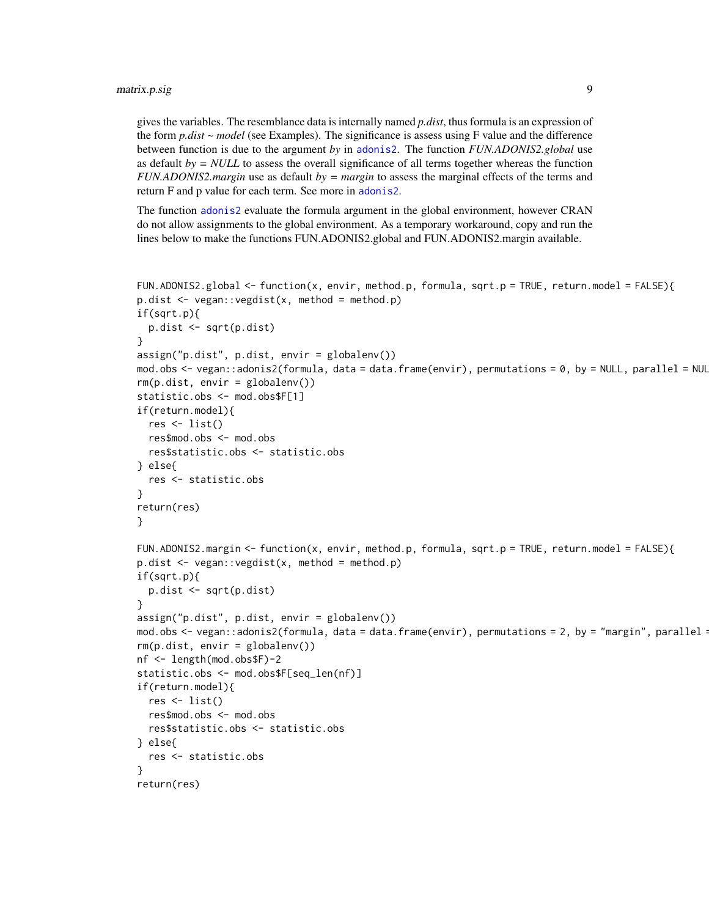gives the variables. The resemblance data is internally named *p.dist*, thus formula is an expression of the form *p.dist ~ model* (see Examples). The significance is assess using F value and the difference between function is due to the argument *by* in adonis2. The function *FUN.ADONIS2.global* use as default *by = NULL* to assess the overall significance of all terms together whereas the function *FUN.ADONIS2.margin* use as default *by = margin* to assess the marginal effects of the terms and return F and p value for each term. See more in adonis2.

The function adonis2 evaluate the formula argument in the global environment, however CRAN do not allow assignments to the global environment. As a temporary workaround, copy and run the lines below to make the functions FUN.ADONIS2.global and FUN.ADONIS2.margin available.

```
FUN.ADONIS2.global <- function(x, envir, method.p, formula, sqrt.p = TRUE, return.model = FALSE){
p.dist <- vegan::vegdist(x, method = method.p)
if(sqrt.p){
  p.dist <- sqrt(p.dist)
}
assign("p.dist", p.dist, envir = globalenv())
mod.obs <- vegan::adonis2(formula, data = data.frame(envir), permutations = 0, by = NULL, parallel = NUL
rm(p.dist, envir = globalenv())
statistic.obs <- mod.obs$F[1]
if(return.model){
  res <- list()
  res$mod.obs <- mod.obs
  res$statistic.obs <- statistic.obs
} else{
  res <- statistic.obs
}
return(res)
}

FUN.ADONIS2.margin <- function(x, envir, method.p, formula, sqrt.p = TRUE, return.model = FALSE){
p.dist <- vegan::vegdist(x, method = method.p)
if(sqrt.p){
  p.dist <- sqrt(p.dist)
}
assign("p.dist", p.dist, envir = globalenv())
mod.obs <- vegan::adonis2(formula, data = data.frame(envir), permutations = 2, by = "margin", parallel =
rm(p.dist, envir = globalenv())
nf <- length(mod.obs$F)-2
statistic.obs <- mod.obs$F[seq_len(nf)]
if(return.model){
  res <- list()
  res$mod.obs <- mod.obs
  res$statistic.obs <- statistic.obs
} else{
  res <- statistic.obs
}
return(res)
```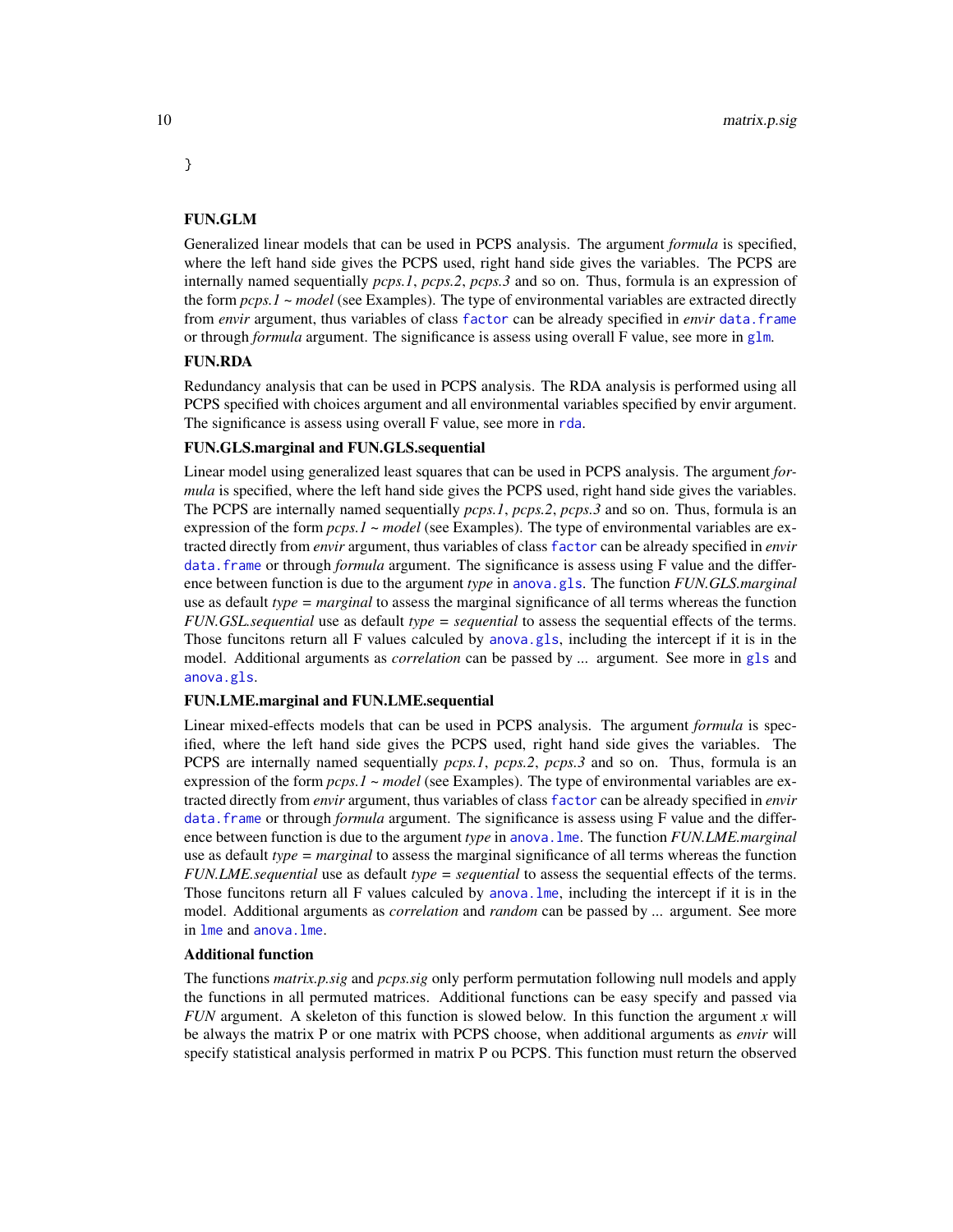}

**FUN.GLM**

Generalized linear models that can be used in PCPS analysis. The argument *formula* is specified, where the left hand side gives the PCPS used, right hand side gives the variables. The PCPS are internally named sequentially *pcps.1*, *pcps.2*, *pcps.3* and so on. Thus, formula is an expression of the form *pcps.1 ~ model* (see Examples). The type of environmental variables are extracted directly from *envir* argument, thus variables of class `factor` can be already specified in *envir* `data.frame` or through *formula* argument. The significance is assess using overall F value, see more in `glm`.

**FUN.RDA**

Redundancy analysis that can be used in PCPS analysis. The RDA analysis is performed using all PCPS specified with choices argument and all environmental variables specified by envir argument. The significance is assess using overall F value, see more in `rda`.

**FUN.GLS.marginal and FUN.GLS.sequential**

Linear model using generalized least squares that can be used in PCPS analysis. The argument *formula* is specified, where the left hand side gives the PCPS used, right hand side gives the variables. The PCPS are internally named sequentially *pcps.1*, *pcps.2*, *pcps.3* and so on. Thus, formula is an expression of the form *pcps.1 ~ model* (see Examples). The type of environmental variables are extracted directly from *envir* argument, thus variables of class `factor` can be already specified in *envir* `data.frame` or through *formula* argument. The significance is assess using F value and the difference between function is due to the argument *type* in `anova.gls`. The function *FUN.GLS.marginal* use as default *type = marginal* to assess the marginal significance of all terms whereas the function *FUN.GSL.sequential* use as default *type = sequential* to assess the sequential effects of the terms. Those funcitons return all F values calculed by `anova.gls`, including the intercept if it is in the model. Additional arguments as *correlation* can be passed by ... argument. See more in `gls` and `anova.gls`.

**FUN.LME.marginal and FUN.LME.sequential**

Linear mixed-effects models that can be used in PCPS analysis. The argument *formula* is specified, where the left hand side gives the PCPS used, right hand side gives the variables. The PCPS are internally named sequentially *pcps.1*, *pcps.2*, *pcps.3* and so on. Thus, formula is an expression of the form *pcps.1 ~ model* (see Examples). The type of environmental variables are extracted directly from *envir* argument, thus variables of class `factor` can be already specified in *envir* `data.frame` or through *formula* argument. The significance is assess using F value and the difference between function is due to the argument *type* in `anova.lme`. The function *FUN.LME.marginal* use as default *type = marginal* to assess the marginal significance of all terms whereas the function *FUN.LME.sequential* use as default *type = sequential* to assess the sequential effects of the terms. Those funcitons return all F values calculed by `anova.lme`, including the intercept if it is in the model. Additional arguments as *correlation* and *random* can be passed by ... argument. See more in `lme` and `anova.lme`.

**Additional function**

The functions *matrix.p.sig* and *pcps.sig* only perform permutation following null models and apply the functions in all permuted matrices. Additional functions can be easy specify and passed via *FUN* argument. A skeleton of this function is slowed below. In this function the argument *x* will be always the matrix P or one matrix with PCPS choose, when additional arguments as *envir* will specify statistical analysis performed in matrix P ou PCPS. This function must return the observed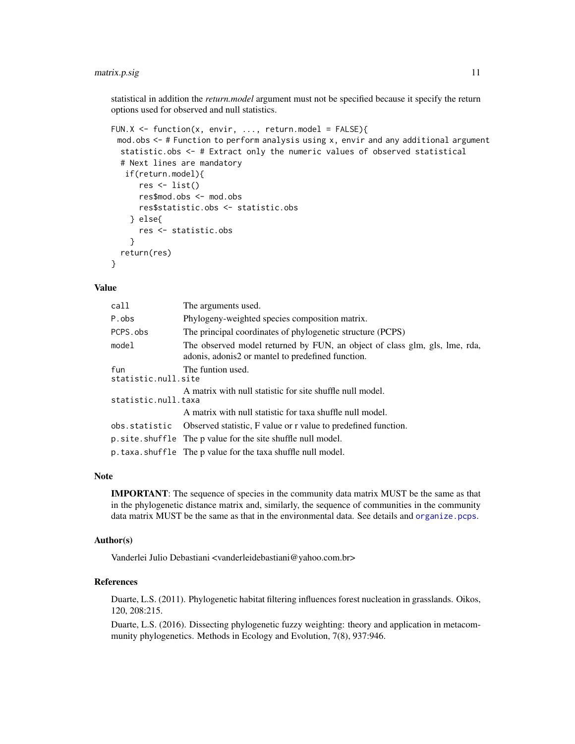statistical in addition the *return.model* argument must not be specified because it specify the return options used for observed and null statistics.

```
FUN.X <- function(x, envir, ..., return.model = FALSE){
 mod.obs <- # Function to perform analysis using x, envir and any additional argument
  statistic.obs <- # Extract only the numeric values of observed statistical
  # Next lines are mandatory
   if(return.model){
      res <- list()
      res$mod.obs <- mod.obs
      res$statistic.obs <- statistic.obs
    } else{
      res <- statistic.obs
    }
  return(res)
}
```

## Value

| | |
|---|---|
| `call` | The arguments used. |
| `P.obs` | Phylogeny-weighted species composition matrix. |
| `PCPS.obs` | The principal coordinates of phylogenetic structure (PCPS) |
| `model` | The observed model returned by FUN, an object of class glm, gls, lme, rda, adonis, adonis2 or mantel to predefined function. |
| `fun` | The funtion used. |
| `statistic.null.site` | A matrix with null statistic for site shuffle null model. |
| `statistic.null.taxa` | A matrix with null statistic for taxa shuffle null model. |
| `obs.statistic` | Observed statistic, F value or r value to predefined function. |
| `p.site.shuffle` | The p value for the site shuffle null model. |
| `p.taxa.shuffle` | The p value for the taxa shuffle null model. |

## Note

**IMPORTANT**: The sequence of species in the community data matrix MUST be the same as that in the phylogenetic distance matrix and, similarly, the sequence of communities in the community data matrix MUST be the same as that in the environmental data. See details and `organize.pcps`.

## Author(s)

Vanderlei Julio Debastiani <vanderleidebastiani@yahoo.com.br>

## References

Duarte, L.S. (2011). Phylogenetic habitat filtering influences forest nucleation in grasslands. Oikos, 120, 208:215.

Duarte, L.S. (2016). Dissecting phylogenetic fuzzy weighting: theory and application in metacommunity phylogenetics. Methods in Ecology and Evolution, 7(8), 937:946.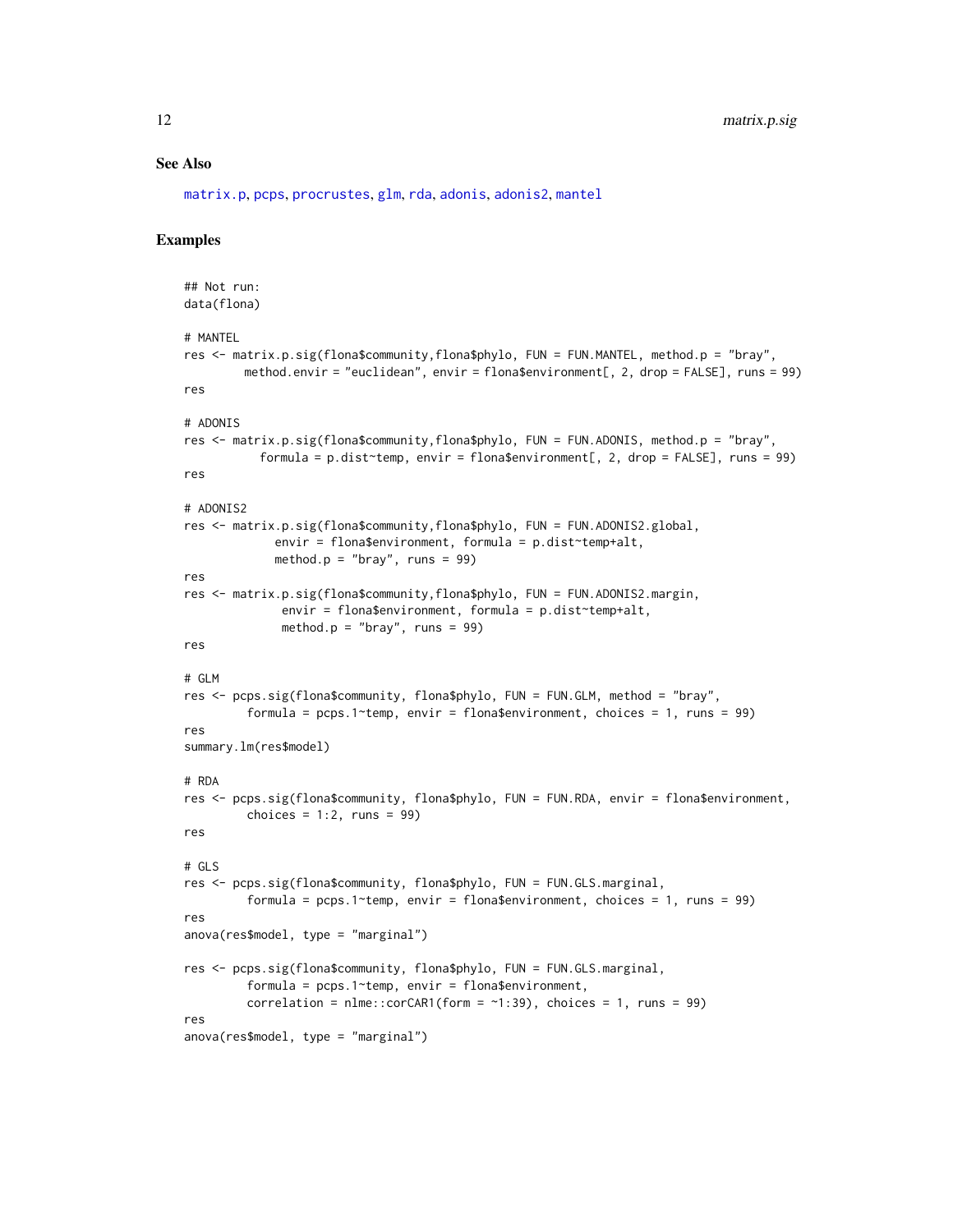## See Also

matrix.p, pcps, procrustes, glm, rda, adonis, adonis2, mantel

## Examples

```
## Not run:
data(flona)

# MANTEL
res <- matrix.p.sig(flona$community,flona$phylo, FUN = FUN.MANTEL, method.p = "bray",
        method.envir = "euclidean", envir = flona$environment[, 2, drop = FALSE], runs = 99)
res

# ADONIS
res <- matrix.p.sig(flona$community,flona$phylo, FUN = FUN.ADONIS, method.p = "bray",
          formula = p.dist~temp, envir = flona$environment[, 2, drop = FALSE], runs = 99)
res

# ADONIS2
res <- matrix.p.sig(flona$community,flona$phylo, FUN = FUN.ADONIS2.global,
            envir = flona$environment, formula = p.dist~temp+alt,
            method.p = "bray", runs = 99)
res
res <- matrix.p.sig(flona$community,flona$phylo, FUN = FUN.ADONIS2.margin,
             envir = flona$environment, formula = p.dist~temp+alt,
             method.p = "bray", runs = 99)
res

# GLM
res <- pcps.sig(flona$community, flona$phylo, FUN = FUN.GLM, method = "bray",
        formula = pcps.1~temp, envir = flona$environment, choices = 1, runs = 99)
res
summary.lm(res$model)

# RDA
res <- pcps.sig(flona$community, flona$phylo, FUN = FUN.RDA, envir = flona$environment,
        choices = 1:2, runs = 99)
res

# GLS
res <- pcps.sig(flona$community, flona$phylo, FUN = FUN.GLS.marginal,
        formula = pcps.1~temp, envir = flona$environment, choices = 1, runs = 99)
res
anova(res$model, type = "marginal")

res <- pcps.sig(flona$community, flona$phylo, FUN = FUN.GLS.marginal,
        formula = pcps.1~temp, envir = flona$environment,
        correlation = nlme::corCAR1(form = ~1:39), choices = 1, runs = 99)
res
anova(res$model, type = "marginal")
```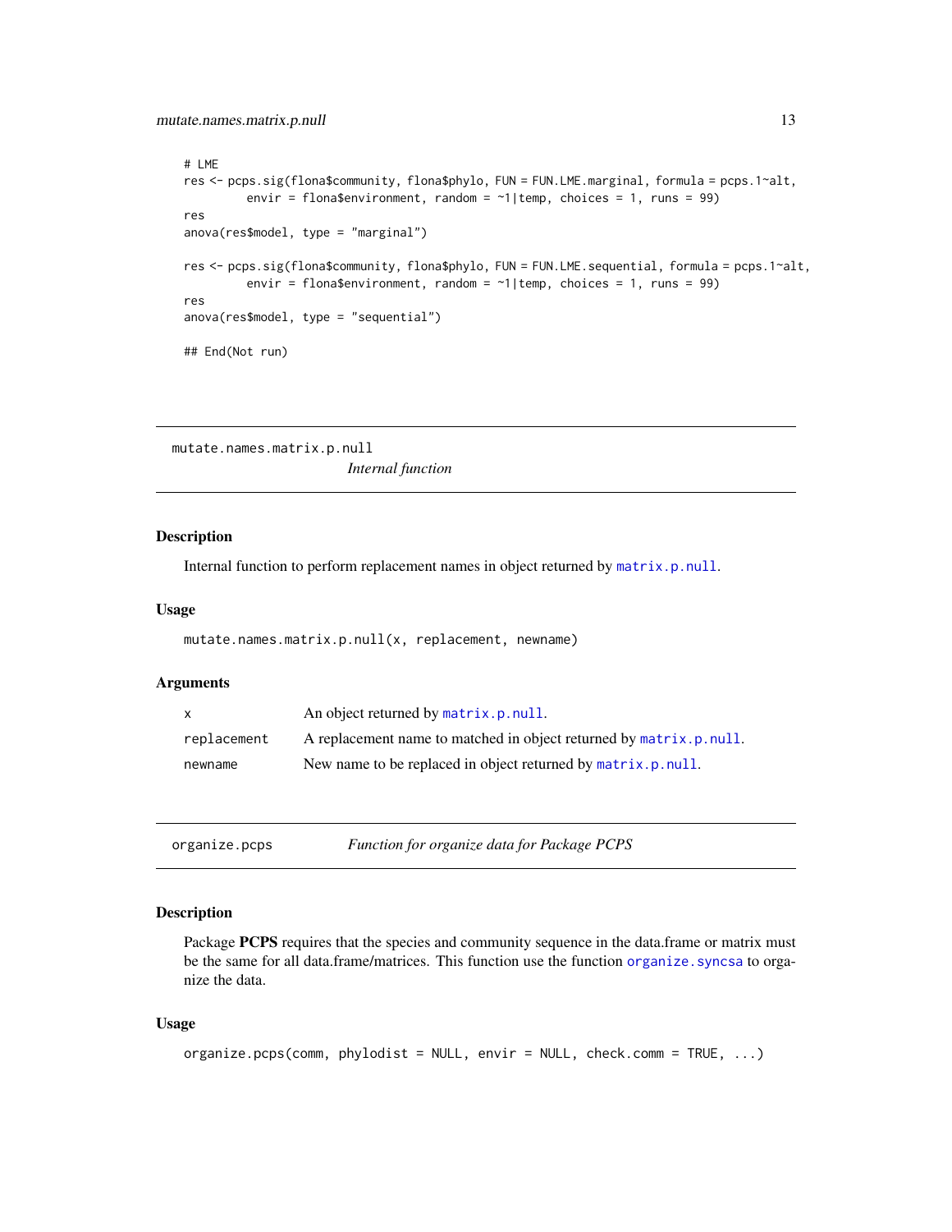```
# LME
res <- pcps.sig(flona$community, flona$phylo, FUN = FUN.LME.marginal, formula = pcps.1~alt,
         envir = flona$environment, random = ~1|temp, choices = 1, runs = 99)
res
anova(res$model, type = "marginal")

res <- pcps.sig(flona$community, flona$phylo, FUN = FUN.LME.sequential, formula = pcps.1~alt,
         envir = flona$environment, random = ~1|temp, choices = 1, runs = 99)
res
anova(res$model, type = "sequential")

## End(Not run)
```

---

## mutate.names.matrix.p.null — *Internal function*

### Description

Internal function to perform replacement names in object returned by `matrix.p.null`.

### Usage

```
mutate.names.matrix.p.null(x, replacement, newname)
```

### Arguments

| | |
|---|---|
| `x` | An object returned by `matrix.p.null`. |
| `replacement` | A replacement name to matched in object returned by `matrix.p.null`. |
| `newname` | New name to be replaced in object returned by `matrix.p.null`. |

---

## organize.pcps — *Function for organize data for Package PCPS*

### Description

Package **PCPS** requires that the species and community sequence in the data.frame or matrix must be the same for all data.frame/matrices. This function use the function `organize.syncsa` to organize the data.

### Usage

```
organize.pcps(comm, phylodist = NULL, envir = NULL, check.comm = TRUE, ...)
```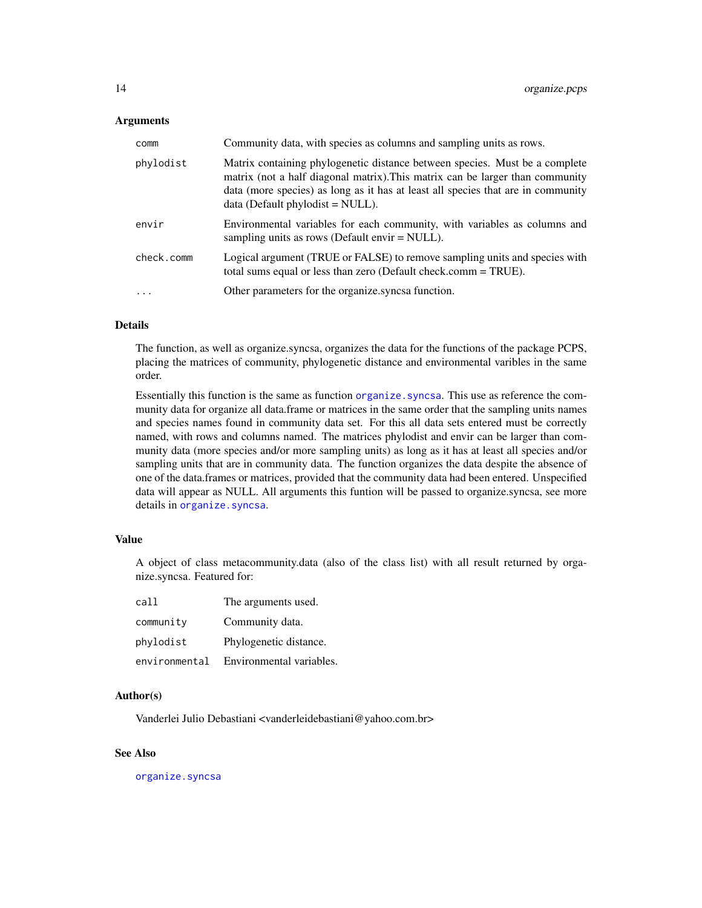### Arguments

| | |
|---|---|
| `comm` | Community data, with species as columns and sampling units as rows. |
| `phylodist` | Matrix containing phylogenetic distance between species. Must be a complete matrix (not a half diagonal matrix).This matrix can be larger than community data (more species) as long as it has at least all species that are in community data (Default phylodist = NULL). |
| `envir` | Environmental variables for each community, with variables as columns and sampling units as rows (Default envir = NULL). |
| `check.comm` | Logical argument (TRUE or FALSE) to remove sampling units and species with total sums equal or less than zero (Default check.comm = TRUE). |
| `...` | Other parameters for the organize.syncsa function. |

### Details

The function, as well as organize.syncsa, organizes the data for the functions of the package PCPS, placing the matrices of community, phylogenetic distance and environmental varibles in the same order.

Essentially this function is the same as function `organize.syncsa`. This use as reference the community data for organize all data.frame or matrices in the same order that the sampling units names and species names found in community data set. For this all data sets entered must be correctly named, with rows and columns named. The matrices phylodist and envir can be larger than community data (more species and/or more sampling units) as long as it has at least all species and/or sampling units that are in community data. The function organizes the data despite the absence of one of the data.frames or matrices, provided that the community data had been entered. Unspecified data will appear as NULL. All arguments this funtion will be passed to organize.syncsa, see more details in `organize.syncsa`.

### Value

A object of class metacommunity.data (also of the class list) with all result returned by organize.syncsa. Featured for:

| | |
|---|---|
| `call` | The arguments used. |
| `community` | Community data. |
| `phylodist` | Phylogenetic distance. |
| `environmental` | Environmental variables. |

### Author(s)

Vanderlei Julio Debastiani <vanderleidebastiani@yahoo.com.br>

### See Also

`organize.syncsa`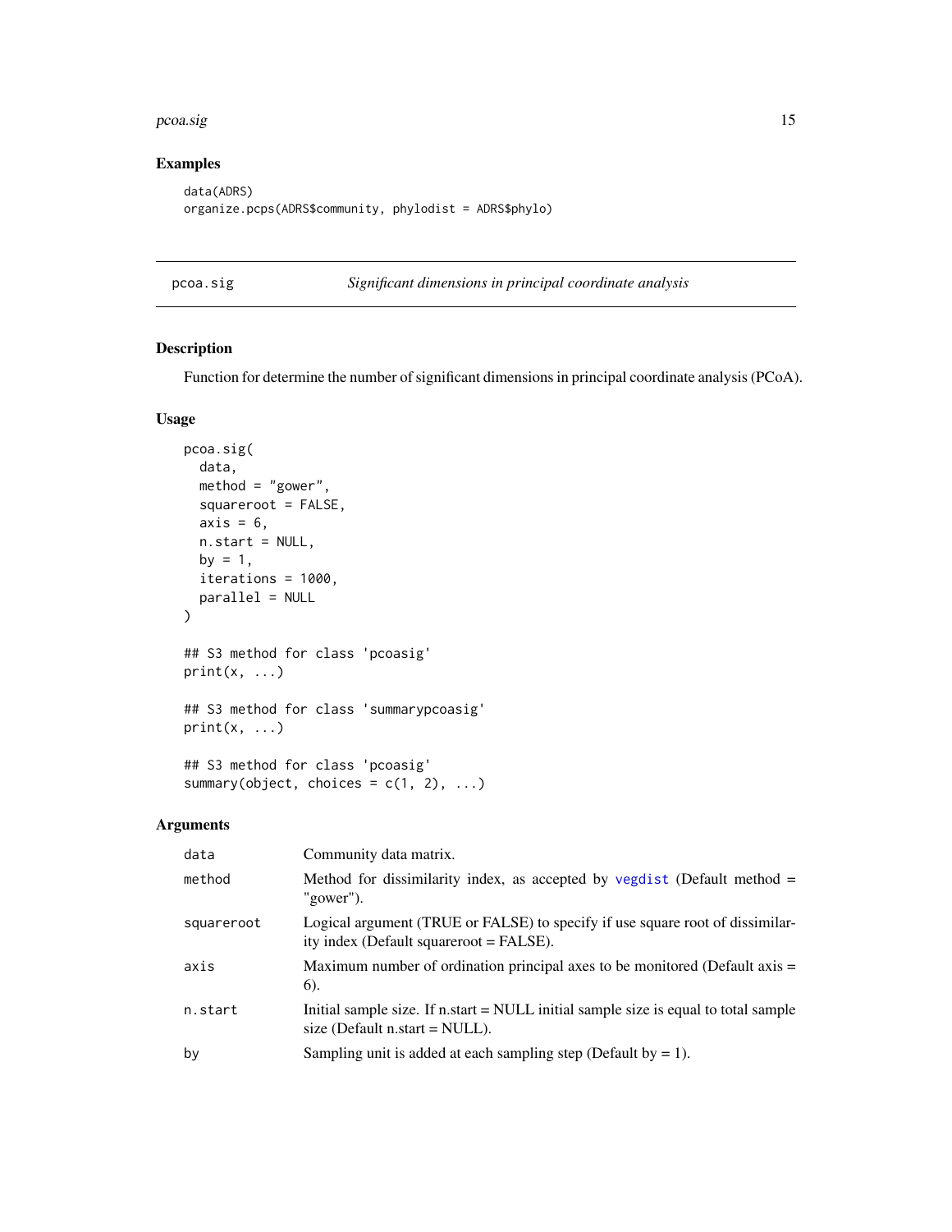## Examples

```
data(ADRS)
organize.pcps(ADRS$community, phylodist = ADRS$phylo)
```

---

# pcoa.sig — *Significant dimensions in principal coordinate analysis*

## Description

Function for determine the number of significant dimensions in principal coordinate analysis (PCoA).

## Usage

```
pcoa.sig(
  data,
  method = "gower",
  squareroot = FALSE,
  axis = 6,
  n.start = NULL,
  by = 1,
  iterations = 1000,
  parallel = NULL
)

## S3 method for class 'pcoasig'
print(x, ...)

## S3 method for class 'summarypcoasig'
print(x, ...)

## S3 method for class 'pcoasig'
summary(object, choices = c(1, 2), ...)
```

## Arguments

| | |
|---|---|
| `data` | Community data matrix. |
| `method` | Method for dissimilarity index, as accepted by `vegdist` (Default method = "gower"). |
| `squareroot` | Logical argument (TRUE or FALSE) to specify if use square root of dissimilarity index (Default squareroot = FALSE). |
| `axis` | Maximum number of ordination principal axes to be monitored (Default axis = 6). |
| `n.start` | Initial sample size. If n.start = NULL initial sample size is equal to total sample size (Default n.start = NULL). |
| `by` | Sampling unit is added at each sampling step (Default by = 1). |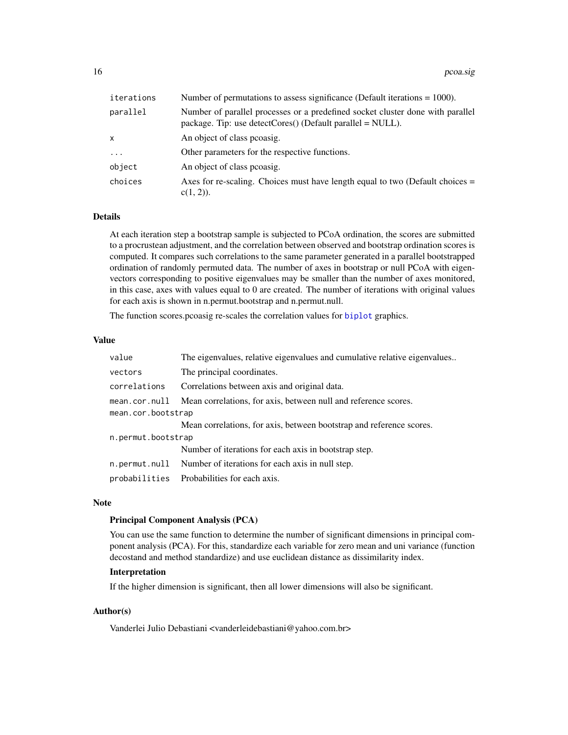| | |
|---|---|
| `iterations` | Number of permutations to assess significance (Default iterations = 1000). |
| `parallel` | Number of parallel processes or a predefined socket cluster done with parallel package. Tip: use detectCores() (Default parallel = NULL). |
| `x` | An object of class pcoasig. |
| `...` | Other parameters for the respective functions. |
| `object` | An object of class pcoasig. |
| `choices` | Axes for re-scaling. Choices must have length equal to two (Default choices = c(1, 2)). |

## Details

At each iteration step a bootstrap sample is subjected to PCoA ordination, the scores are submitted to a procrustean adjustment, and the correlation between observed and bootstrap ordination scores is computed. It compares such correlations to the same parameter generated in a parallel bootstrapped ordination of randomly permuted data. The number of axes in bootstrap or null PCoA with eigenvectors corresponding to positive eigenvalues may be smaller than the number of axes monitored, in this case, axes with values equal to 0 are created. The number of iterations with original values for each axis is shown in n.permut.bootstrap and n.permut.null.

The function scores.pcoasig re-scales the correlation values for biplot graphics.

## Value

| | |
|---|---|
| `value` | The eigenvalues, relative eigenvalues and cumulative relative eigenvalues.. |
| `vectors` | The principal coordinates. |
| `correlations` | Correlations between axis and original data. |
| `mean.cor.null` | Mean correlations, for axis, between null and reference scores. |
| `mean.cor.bootstrap` | Mean correlations, for axis, between bootstrap and reference scores. |
| `n.permut.bootstrap` | Number of iterations for each axis in bootstrap step. |
| `n.permut.null` | Number of iterations for each axis in null step. |
| `probabilities` | Probabilities for each axis. |

## Note

### Principal Component Analysis (PCA)

You can use the same function to determine the number of significant dimensions in principal component analysis (PCA). For this, standardize each variable for zero mean and uni variance (function decostand and method standardize) and use euclidean distance as dissimilarity index.

### Interpretation

If the higher dimension is significant, then all lower dimensions will also be significant.

## Author(s)

Vanderlei Julio Debastiani <vanderleidebastiani@yahoo.com.br>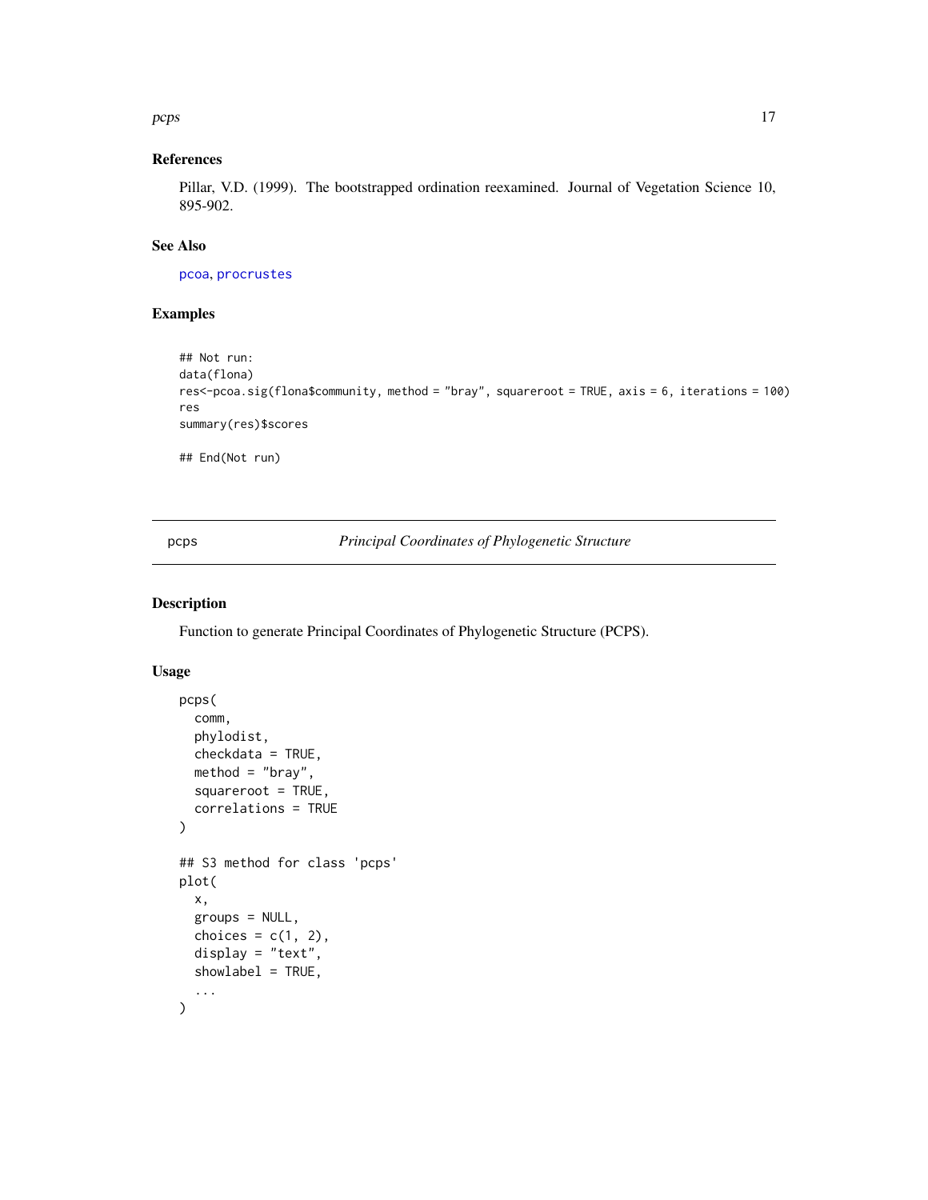### References

Pillar, V.D. (1999). The bootstrapped ordination reexamined. Journal of Vegetation Science 10, 895-902.

### See Also

pcoa, procrustes

### Examples

```
## Not run:
data(flona)
res<-pcoa.sig(flona$community, method = "bray", squareroot = TRUE, axis = 6, iterations = 100)
res
summary(res)$scores

## End(Not run)
```

---

## pcps — *Principal Coordinates of Phylogenetic Structure*

### Description

Function to generate Principal Coordinates of Phylogenetic Structure (PCPS).

### Usage

```
pcps(
  comm,
  phylodist,
  checkdata = TRUE,
  method = "bray",
  squareroot = TRUE,
  correlations = TRUE
)

## S3 method for class 'pcps'
plot(
  x,
  groups = NULL,
  choices = c(1, 2),
  display = "text",
  showlabel = TRUE,
  ...
)
```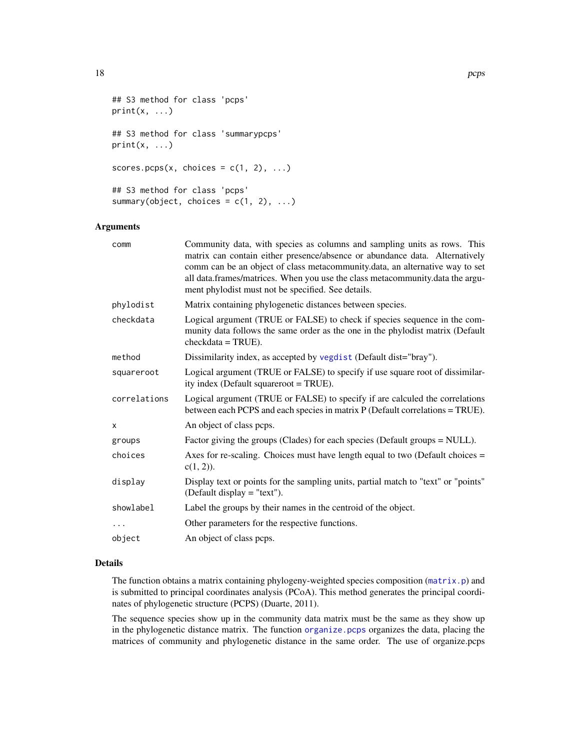```
## S3 method for class 'pcps'
print(x, ...)

## S3 method for class 'summarypcps'
print(x, ...)

scores.pcps(x, choices = c(1, 2), ...)

## S3 method for class 'pcps'
summary(object, choices = c(1, 2), ...)
```

## Arguments

| | |
|---|---|
| comm | Community data, with species as columns and sampling units as rows. This matrix can contain either presence/absence or abundance data. Alternatively comm can be an object of class metacommunity.data, an alternative way to set all data.frames/matrices. When you use the class metacommunity.data the argument phylodist must not be specified. See details. |
| phylodist | Matrix containing phylogenetic distances between species. |
| checkdata | Logical argument (TRUE or FALSE) to check if species sequence in the community data follows the same order as the one in the phylodist matrix (Default checkdata = TRUE). |
| method | Dissimilarity index, as accepted by vegdist (Default dist="bray"). |
| squareroot | Logical argument (TRUE or FALSE) to specify if use square root of dissimilarity index (Default squareroot = TRUE). |
| correlations | Logical argument (TRUE or FALSE) to specify if are calculed the correlations between each PCPS and each species in matrix P (Default correlations = TRUE). |
| x | An object of class pcps. |
| groups | Factor giving the groups (Clades) for each species (Default groups = NULL). |
| choices | Axes for re-scaling. Choices must have length equal to two (Default choices = c(1, 2)). |
| display | Display text or points for the sampling units, partial match to "text" or "points" (Default display = "text"). |
| showlabel | Label the groups by their names in the centroid of the object. |
| ... | Other parameters for the respective functions. |
| object | An object of class pcps. |

## Details

The function obtains a matrix containing phylogeny-weighted species composition (matrix.p) and is submitted to principal coordinates analysis (PCoA). This method generates the principal coordinates of phylogenetic structure (PCPS) (Duarte, 2011).

The sequence species show up in the community data matrix must be the same as they show up in the phylogenetic distance matrix. The function organize.pcps organizes the data, placing the matrices of community and phylogenetic distance in the same order. The use of organize.pcps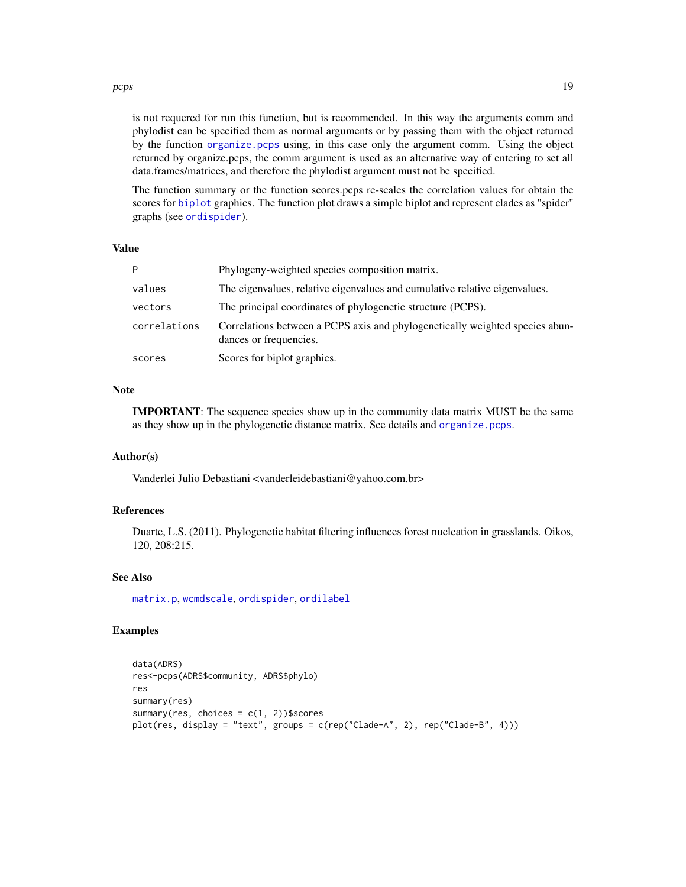is not requered for run this function, but is recommended. In this way the arguments comm and phylodist can be specified them as normal arguments or by passing them with the object returned by the function organize.pcps using, in this case only the argument comm. Using the object returned by organize.pcps, the comm argument is used as an alternative way of entering to set all data.frames/matrices, and therefore the phylodist argument must not be specified.

The function summary or the function scores.pcps re-scales the correlation values for obtain the scores for biplot graphics. The function plot draws a simple biplot and represent clades as "spider" graphs (see ordispider).

## Value

| | |
|---|---|
| P | Phylogeny-weighted species composition matrix. |
| values | The eigenvalues, relative eigenvalues and cumulative relative eigenvalues. |
| vectors | The principal coordinates of phylogenetic structure (PCPS). |
| correlations | Correlations between a PCPS axis and phylogenetically weighted species abundances or frequencies. |
| scores | Scores for biplot graphics. |

## Note

**IMPORTANT**: The sequence species show up in the community data matrix MUST be the same as they show up in the phylogenetic distance matrix. See details and organize.pcps.

## Author(s)

Vanderlei Julio Debastiani <vanderleidebastiani@yahoo.com.br>

## References

Duarte, L.S. (2011). Phylogenetic habitat filtering influences forest nucleation in grasslands. Oikos, 120, 208:215.

## See Also

matrix.p, wcmdscale, ordispider, ordilabel

## Examples

```
data(ADRS)
res<-pcps(ADRS$community, ADRS$phylo)
res
summary(res)
summary(res, choices = c(1, 2))$scores
plot(res, display = "text", groups = c(rep("Clade-A", 2), rep("Clade-B", 4)))
```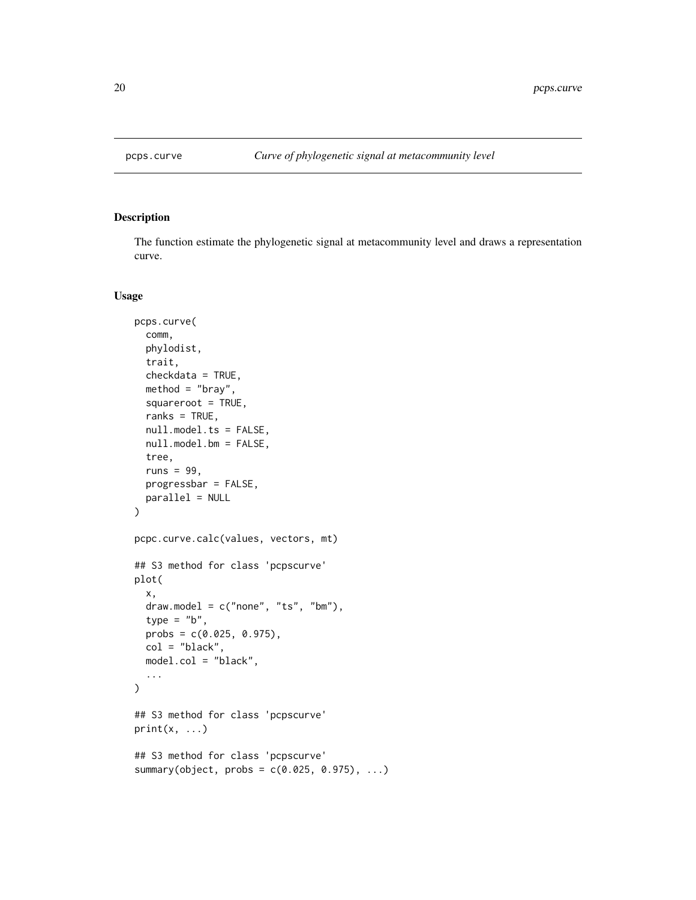## pcps.curve — *Curve of phylogenetic signal at metacommunity level*

### Description

The function estimate the phylogenetic signal at metacommunity level and draws a representation curve.

### Usage

```
pcps.curve(
  comm,
  phylodist,
  trait,
  checkdata = TRUE,
  method = "bray",
  squareroot = TRUE,
  ranks = TRUE,
  null.model.ts = FALSE,
  null.model.bm = FALSE,
  tree,
  runs = 99,
  progressbar = FALSE,
  parallel = NULL
)

pcpc.curve.calc(values, vectors, mt)

## S3 method for class 'pcpscurve'
plot(
  x,
  draw.model = c("none", "ts", "bm"),
  type = "b",
  probs = c(0.025, 0.975),
  col = "black",
  model.col = "black",
  ...
)

## S3 method for class 'pcpscurve'
print(x, ...)

## S3 method for class 'pcpscurve'
summary(object, probs = c(0.025, 0.975), ...)
```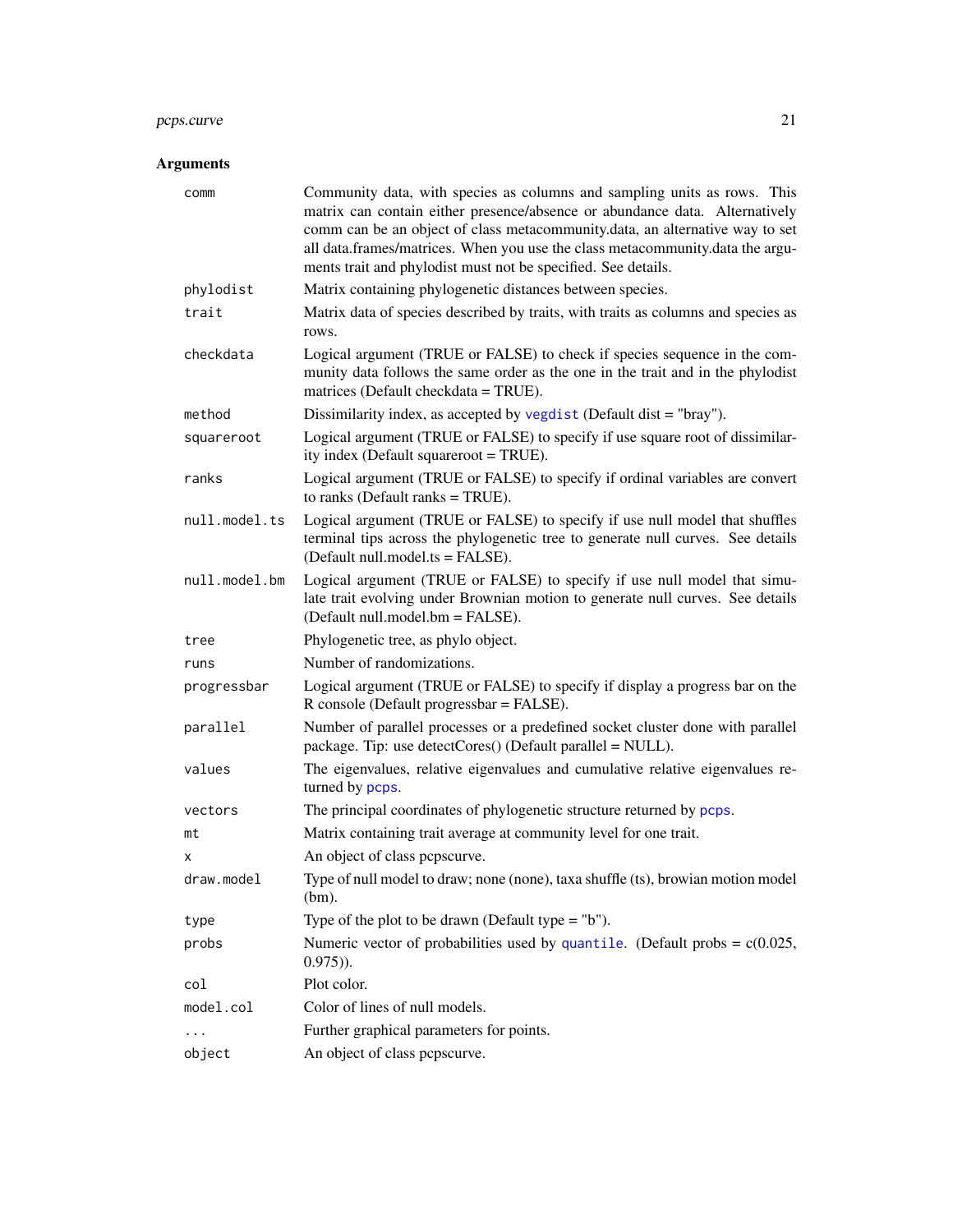## Arguments

| Argument | Description |
|---|---|
| comm | Community data, with species as columns and sampling units as rows. This matrix can contain either presence/absence or abundance data. Alternatively comm can be an object of class metacommunity.data, an alternative way to set all data.frames/matrices. When you use the class metacommunity.data the arguments trait and phylodist must not be specified. See details. |
| phylodist | Matrix containing phylogenetic distances between species. |
| trait | Matrix data of species described by traits, with traits as columns and species as rows. |
| checkdata | Logical argument (TRUE or FALSE) to check if species sequence in the community data follows the same order as the one in the trait and in the phylodist matrices (Default checkdata = TRUE). |
| method | Dissimilarity index, as accepted by vegdist (Default dist = "bray"). |
| squareroot | Logical argument (TRUE or FALSE) to specify if use square root of dissimilarity index (Default squareroot = TRUE). |
| ranks | Logical argument (TRUE or FALSE) to specify if ordinal variables are convert to ranks (Default ranks = TRUE). |
| null.model.ts | Logical argument (TRUE or FALSE) to specify if use null model that shuffles terminal tips across the phylogenetic tree to generate null curves. See details (Default null.model.ts = FALSE). |
| null.model.bm | Logical argument (TRUE or FALSE) to specify if use null model that simulate trait evolving under Brownian motion to generate null curves. See details (Default null.model.bm = FALSE). |
| tree | Phylogenetic tree, as phylo object. |
| runs | Number of randomizations. |
| progressbar | Logical argument (TRUE or FALSE) to specify if display a progress bar on the R console (Default progressbar = FALSE). |
| parallel | Number of parallel processes or a predefined socket cluster done with parallel package. Tip: use detectCores() (Default parallel = NULL). |
| values | The eigenvalues, relative eigenvalues and cumulative relative eigenvalues returned by pcps. |
| vectors | The principal coordinates of phylogenetic structure returned by pcps. |
| mt | Matrix containing trait average at community level for one trait. |
| x | An object of class pcpscurve. |
| draw.model | Type of null model to draw; none (none), taxa shuffle (ts), browian motion model (bm). |
| type | Type of the plot to be drawn (Default type = "b"). |
| probs | Numeric vector of probabilities used by quantile. (Default probs = c(0.025, 0.975)). |
| col | Plot color. |
| model.col | Color of lines of null models. |
| ... | Further graphical parameters for points. |
| object | An object of class pcpscurve. |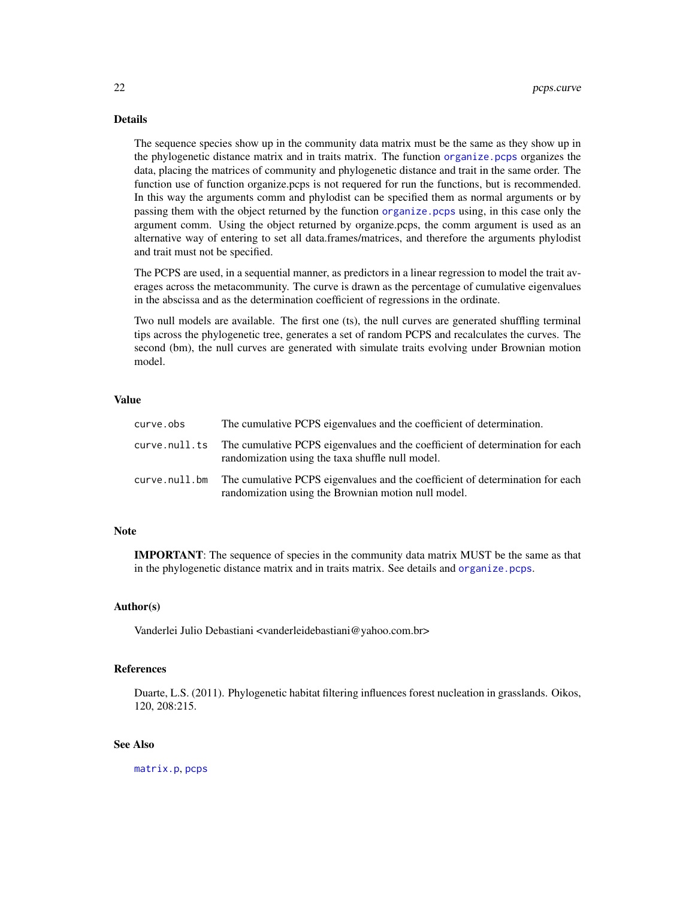### Details

The sequence species show up in the community data matrix must be the same as they show up in the phylogenetic distance matrix and in traits matrix. The function `organize.pcps` organizes the data, placing the matrices of community and phylogenetic distance and trait in the same order. The function use of function organize.pcps is not requered for run the functions, but is recommended. In this way the arguments comm and phylodist can be specified them as normal arguments or by passing them with the object returned by the function `organize.pcps` using, in this case only the argument comm. Using the object returned by organize.pcps, the comm argument is used as an alternative way of entering to set all data.frames/matrices, and therefore the arguments phylodist and trait must not be specified.

The PCPS are used, in a sequential manner, as predictors in a linear regression to model the trait averages across the metacommunity. The curve is drawn as the percentage of cumulative eigenvalues in the abscissa and as the determination coefficient of regressions in the ordinate.

Two null models are available. The first one (ts), the null curves are generated shuffling terminal tips across the phylogenetic tree, generates a set of random PCPS and recalculates the curves. The second (bm), the null curves are generated with simulate traits evolving under Brownian motion model.

### Value

| | |
|---|---|
| `curve.obs` | The cumulative PCPS eigenvalues and the coefficient of determination. |
| `curve.null.ts` | The cumulative PCPS eigenvalues and the coefficient of determination for each randomization using the taxa shuffle null model. |
| `curve.null.bm` | The cumulative PCPS eigenvalues and the coefficient of determination for each randomization using the Brownian motion null model. |

### Note

**IMPORTANT**: The sequence of species in the community data matrix MUST be the same as that in the phylogenetic distance matrix and in traits matrix. See details and `organize.pcps`.

### Author(s)

Vanderlei Julio Debastiani <vanderleidebastiani@yahoo.com.br>

### References

Duarte, L.S. (2011). Phylogenetic habitat filtering influences forest nucleation in grasslands. Oikos, 120, 208:215.

### See Also

`matrix.p`, `pcps`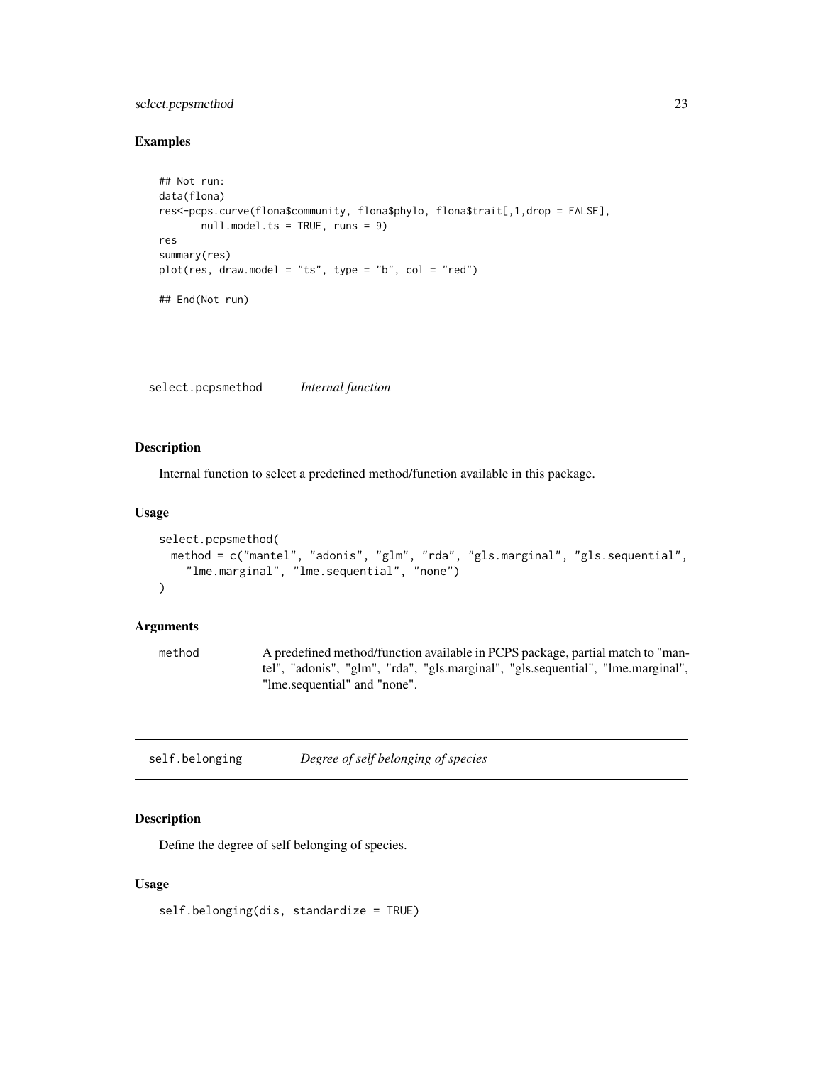### Examples

```
## Not run:
data(flona)
res<-pcps.curve(flona$community, flona$phylo, flona$trait[,1,drop = FALSE],
       null.model.ts = TRUE, runs = 9)
res
summary(res)
plot(res, draw.model = "ts", type = "b", col = "red")

## End(Not run)
```

---

## select.pcpsmethod *Internal function*

---

### Description

Internal function to select a predefined method/function available in this package.

### Usage

```
select.pcpsmethod(
  method = c("mantel", "adonis", "glm", "rda", "gls.marginal", "gls.sequential",
    "lme.marginal", "lme.sequential", "none")
)
```

### Arguments

| | |
|---|---|
| method | A predefined method/function available in PCPS package, partial match to "mantel", "adonis", "glm", "rda", "gls.marginal", "gls.sequential", "lme.marginal", "lme.sequential" and "none". |

---

## self.belonging *Degree of self belonging of species*

---

### Description

Define the degree of self belonging of species.

### Usage

```
self.belonging(dis, standardize = TRUE)
```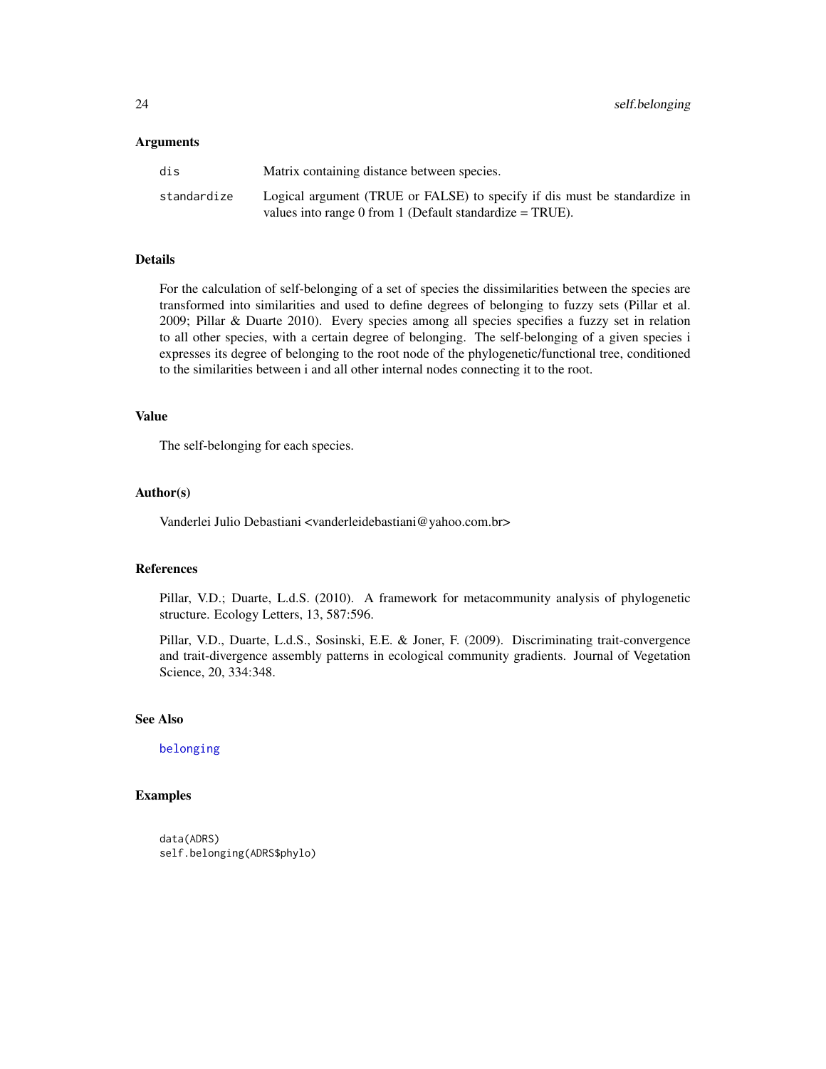## Arguments

| | |
|---|---|
| dis | Matrix containing distance between species. |
| standardize | Logical argument (TRUE or FALSE) to specify if dis must be standardize in values into range 0 from 1 (Default standardize = TRUE). |

## Details

For the calculation of self-belonging of a set of species the dissimilarities between the species are transformed into similarities and used to define degrees of belonging to fuzzy sets (Pillar et al. 2009; Pillar & Duarte 2010). Every species among all species specifies a fuzzy set in relation to all other species, with a certain degree of belonging. The self-belonging of a given species i expresses its degree of belonging to the root node of the phylogenetic/functional tree, conditioned to the similarities between i and all other internal nodes connecting it to the root.

## Value

The self-belonging for each species.

## Author(s)

Vanderlei Julio Debastiani <vanderleidebastiani@yahoo.com.br>

## References

Pillar, V.D.; Duarte, L.d.S. (2010). A framework for metacommunity analysis of phylogenetic structure. Ecology Letters, 13, 587:596.

Pillar, V.D., Duarte, L.d.S., Sosinski, E.E. & Joner, F. (2009). Discriminating trait-convergence and trait-divergence assembly patterns in ecological community gradients. Journal of Vegetation Science, 20, 334:348.

## See Also

belonging

## Examples

```
data(ADRS)
self.belonging(ADRS$phylo)
```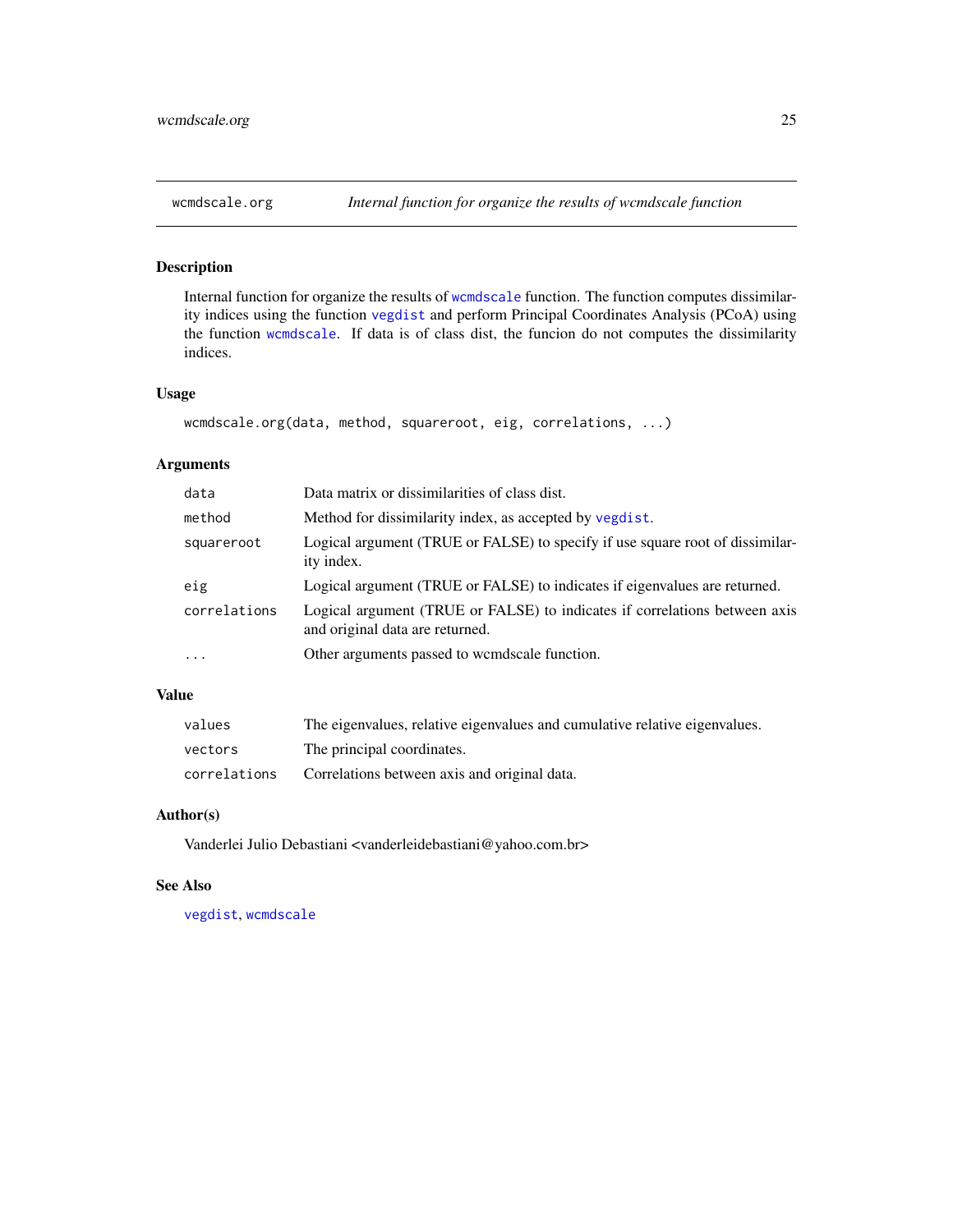# wcmdscale.org — *Internal function for organize the results of wcmdscale function*

## Description

Internal function for organize the results of `wcmdscale` function. The function computes dissimilarity indices using the function `vegdist` and perform Principal Coordinates Analysis (PCoA) using the function `wcmdscale`. If data is of class dist, the funcion do not computes the dissimilarity indices.

## Usage

```
wcmdscale.org(data, method, squareroot, eig, correlations, ...)
```

## Arguments

| | |
|---|---|
| `data` | Data matrix or dissimilarities of class dist. |
| `method` | Method for dissimilarity index, as accepted by `vegdist`. |
| `squareroot` | Logical argument (TRUE or FALSE) to specify if use square root of dissimilarity index. |
| `eig` | Logical argument (TRUE or FALSE) to indicates if eigenvalues are returned. |
| `correlations` | Logical argument (TRUE or FALSE) to indicates if correlations between axis and original data are returned. |
| `...` | Other arguments passed to wcmdscale function. |

## Value

| | |
|---|---|
| `values` | The eigenvalues, relative eigenvalues and cumulative relative eigenvalues. |
| `vectors` | The principal coordinates. |
| `correlations` | Correlations between axis and original data. |

## Author(s)

Vanderlei Julio Debastiani <vanderleidebastiani@yahoo.com.br>

## See Also

`vegdist`, `wcmdscale`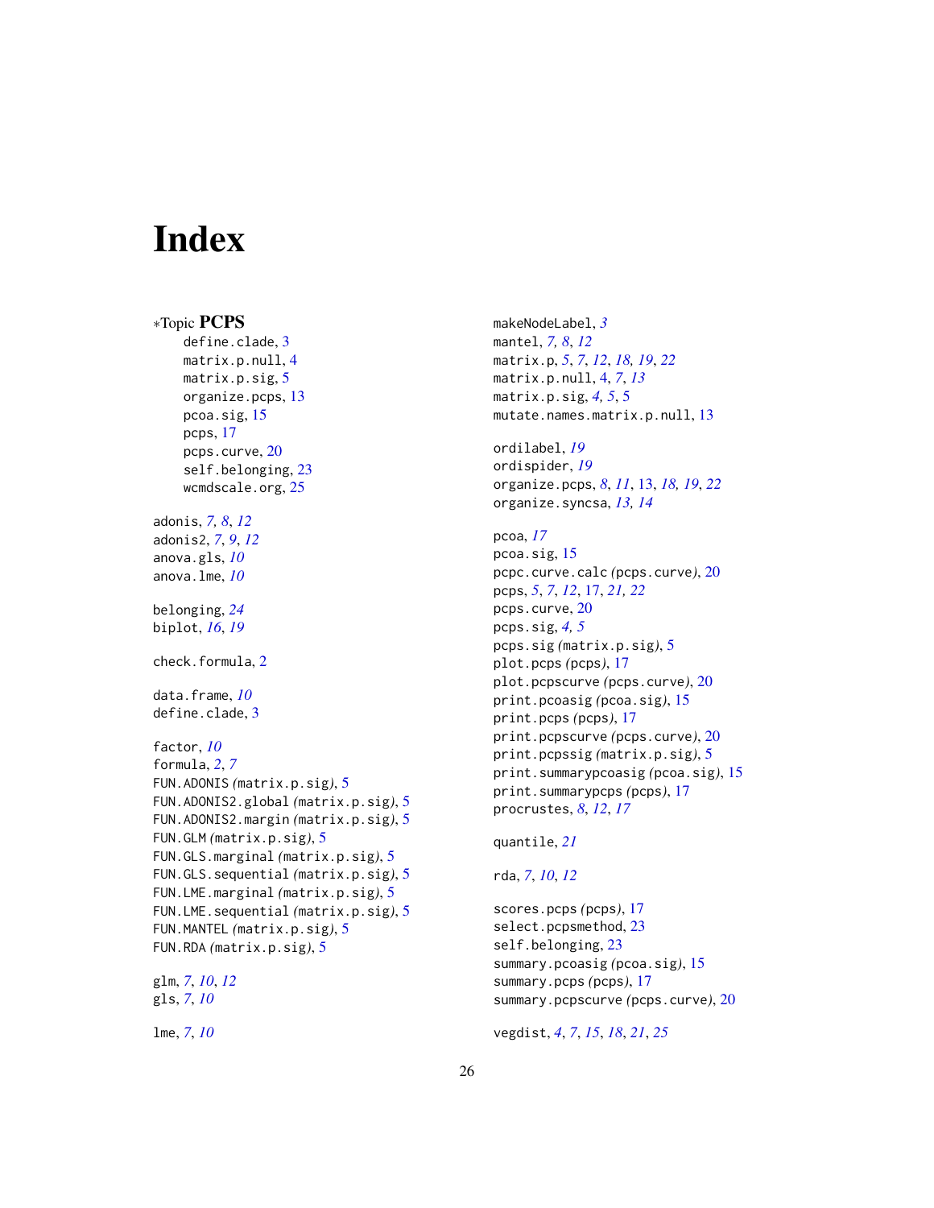# Index

∗Topic **PCPS**

define.clade, 3
matrix.p.null, 4
matrix.p.sig, 5
organize.pcps, 13
pcoa.sig, 15
pcps, 17
pcps.curve, 20
self.belonging, 23
wcmdscale.org, 25

adonis, *7, 8*, *12*
adonis2, *7*, *9*, *12*
anova.gls, *10*
anova.lme, *10*

belonging, *24*
biplot, *16*, *19*

check.formula, 2

data.frame, *10*
define.clade, 3

factor, *10*
formula, *2*, *7*
FUN.ADONIS *(matrix.p.sig)*, 5
FUN.ADONIS2.global *(matrix.p.sig)*, 5
FUN.ADONIS2.margin *(matrix.p.sig)*, 5
FUN.GLM *(matrix.p.sig)*, 5
FUN.GLS.marginal *(matrix.p.sig)*, 5
FUN.GLS.sequential *(matrix.p.sig)*, 5
FUN.LME.marginal *(matrix.p.sig)*, 5
FUN.LME.sequential *(matrix.p.sig)*, 5
FUN.MANTEL *(matrix.p.sig)*, 5
FUN.RDA *(matrix.p.sig)*, 5

glm, *7*, *10*, *12*
gls, *7*, *10*

lme, *7*, *10*

makeNodeLabel, *3*
mantel, *7, 8*, *12*
matrix.p, *5*, *7*, *12*, *18, 19*, *22*
matrix.p.null, 4, *7*, *13*
matrix.p.sig, *4, 5*, 5
mutate.names.matrix.p.null, 13

ordilabel, *19*
ordispider, *19*
organize.pcps, *8*, *11*, 13, *18, 19*, *22*
organize.syncsa, *13, 14*

pcoa, *17*
pcoa.sig, 15
pcpc.curve.calc *(pcps.curve)*, 20
pcps, *5*, *7*, *12*, 17, *21, 22*
pcps.curve, 20
pcps.sig, *4, 5*
pcps.sig *(matrix.p.sig)*, 5
plot.pcps *(pcps)*, 17
plot.pcpscurve *(pcps.curve)*, 20
print.pcoasig *(pcoa.sig)*, 15
print.pcps *(pcps)*, 17
print.pcpscurve *(pcps.curve)*, 20
print.pcpssig *(matrix.p.sig)*, 5
print.summarypcoasig *(pcoa.sig)*, 15
print.summarypcps *(pcps)*, 17
procrustes, *8*, *12*, *17*

quantile, *21*

rda, *7*, *10*, *12*

scores.pcps *(pcps)*, 17
select.pcpsmethod, 23
self.belonging, 23
summary.pcoasig *(pcoa.sig)*, 15
summary.pcps *(pcps)*, 17
summary.pcpscurve *(pcps.curve)*, 20

vegdist, *4*, *7*, *15*, *18*, *21*, *25*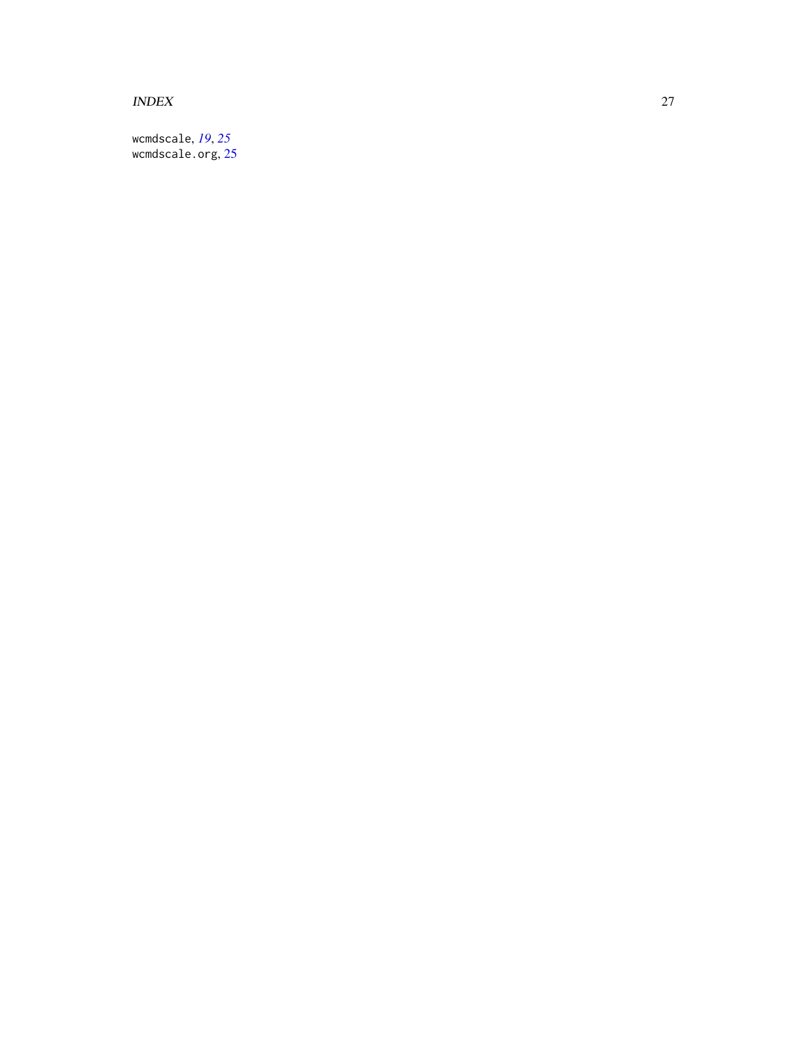wcmdscale, *19*, *25*
wcmdscale.org, 25